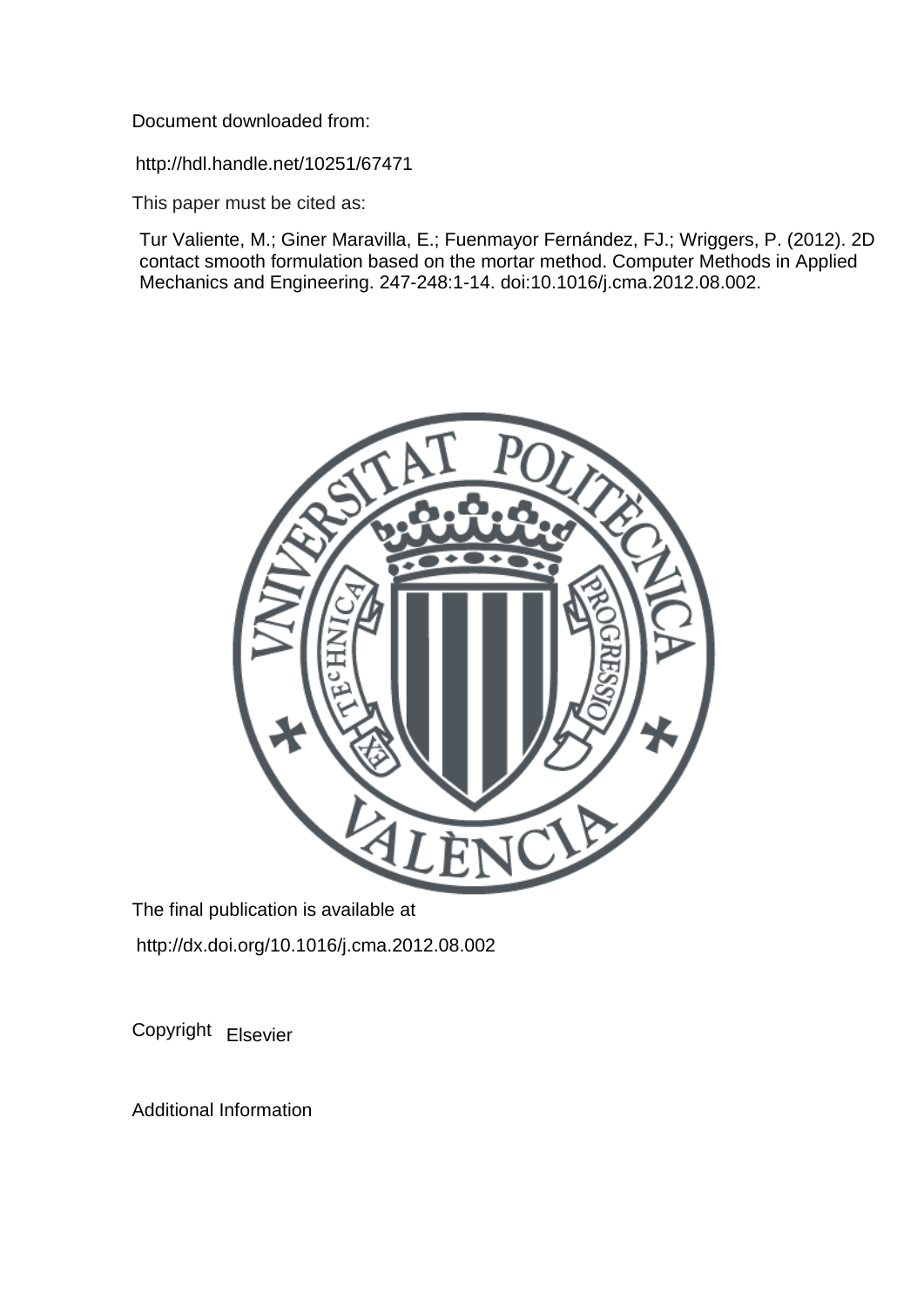Document downloaded from:

http://hdl.handle.net/10251/67471

This paper must be cited as:

Tur Valiente, M.; Giner Maravilla, E.; Fuenmayor Fernández, FJ.; Wriggers, P. (2012). 2D contact smooth formulation based on the mortar method. Computer Methods in Applied Mechanics and Engineering. 247-248:1-14. doi:10.1016/j.cma.2012.08.002.

The final publication is available at

http://dx.doi.org/10.1016/j.cma.2012.08.002

Copyright Elsevier

Additional Information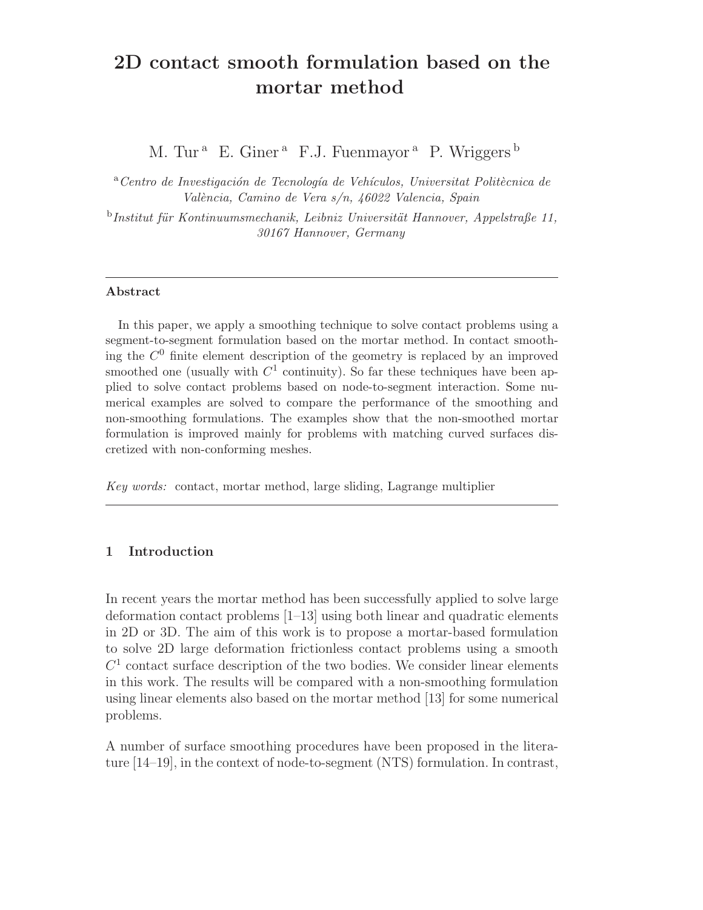# 2D contact smooth formulation based on the mortar method

M. Tur [a] E. Giner [a] F.J. Fuenmayor [a] P. Wriggers [b]

[a] *Centro de Investigación de Tecnología de Vehículos, Universitat Politècnica de València, Camino de Vera s/n, 46022 Valencia, Spain*

[b] *Institut für Kontinuumsmechanik, Leibniz Universität Hannover, Appelstraße 11, 30167 Hannover, Germany*

---

**Abstract**

In this paper, we apply a smoothing technique to solve contact problems using a segment-to-segment formulation based on the mortar method. In contact smoothing the $C^0$ finite element description of the geometry is replaced by an improved smoothed one (usually with $C^1$ continuity). So far these techniques have been applied to solve contact problems based on node-to-segment interaction. Some numerical examples are solved to compare the performance of the smoothing and non-smoothing formulations. The examples show that the non-smoothed mortar formulation is improved mainly for problems with matching curved surfaces discretized with non-conforming meshes.

*Key words:* contact, mortar method, large sliding, Lagrange multiplier

---

## 1 Introduction

In recent years the mortar method has been successfully applied to solve large deformation contact problems [1–13] using both linear and quadratic elements in 2D or 3D. The aim of this work is to propose a mortar-based formulation to solve 2D large deformation frictionless contact problems using a smooth $C^1$ contact surface description of the two bodies. We consider linear elements in this work. The results will be compared with a non-smoothing formulation using linear elements also based on the mortar method [13] for some numerical problems.

A number of surface smoothing procedures have been proposed in the literature [14–19], in the context of node-to-segment (NTS) formulation. In contrast,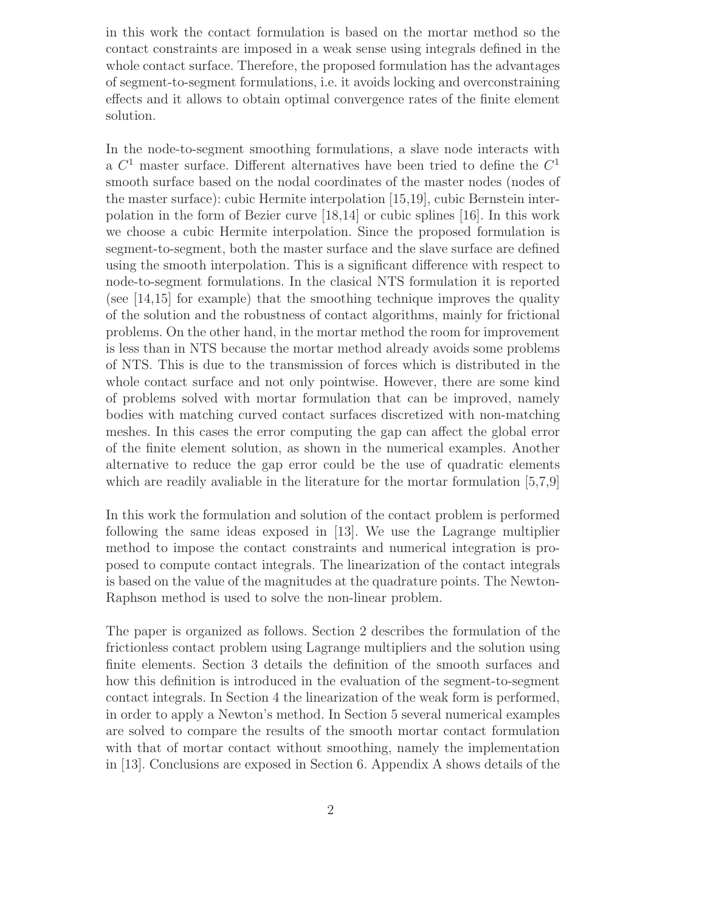in this work the contact formulation is based on the mortar method so the contact constraints are imposed in a weak sense using integrals defined in the whole contact surface. Therefore, the proposed formulation has the advantages of segment-to-segment formulations, i.e. it avoids locking and overconstraining effects and it allows to obtain optimal convergence rates of the finite element solution.

In the node-to-segment smoothing formulations, a slave node interacts with a $C^1$ master surface. Different alternatives have been tried to define the $C^1$ smooth surface based on the nodal coordinates of the master nodes (nodes of the master surface): cubic Hermite interpolation [15,19], cubic Bernstein interpolation in the form of Bezier curve [18,14] or cubic splines [16]. In this work we choose a cubic Hermite interpolation. Since the proposed formulation is segment-to-segment, both the master surface and the slave surface are defined using the smooth interpolation. This is a significant difference with respect to node-to-segment formulations. In the clasical NTS formulation it is reported (see [14,15] for example) that the smoothing technique improves the quality of the solution and the robustness of contact algorithms, mainly for frictional problems. On the other hand, in the mortar method the room for improvement is less than in NTS because the mortar method already avoids some problems of NTS. This is due to the transmission of forces which is distributed in the whole contact surface and not only pointwise. However, there are some kind of problems solved with mortar formulation that can be improved, namely bodies with matching curved contact surfaces discretized with non-matching meshes. In this cases the error computing the gap can affect the global error of the finite element solution, as shown in the numerical examples. Another alternative to reduce the gap error could be the use of quadratic elements which are readily avaliable in the literature for the mortar formulation [5,7,9]

In this work the formulation and solution of the contact problem is performed following the same ideas exposed in [13]. We use the Lagrange multiplier method to impose the contact constraints and numerical integration is proposed to compute contact integrals. The linearization of the contact integrals is based on the value of the magnitudes at the quadrature points. The Newton-Raphson method is used to solve the non-linear problem.

The paper is organized as follows. Section 2 describes the formulation of the frictionless contact problem using Lagrange multipliers and the solution using finite elements. Section 3 details the definition of the smooth surfaces and how this definition is introduced in the evaluation of the segment-to-segment contact integrals. In Section 4 the linearization of the weak form is performed, in order to apply a Newton's method. In Section 5 several numerical examples are solved to compare the results of the smooth mortar contact formulation with that of mortar contact without smoothing, namely the implementation in [13]. Conclusions are exposed in Section 6. Appendix A shows details of the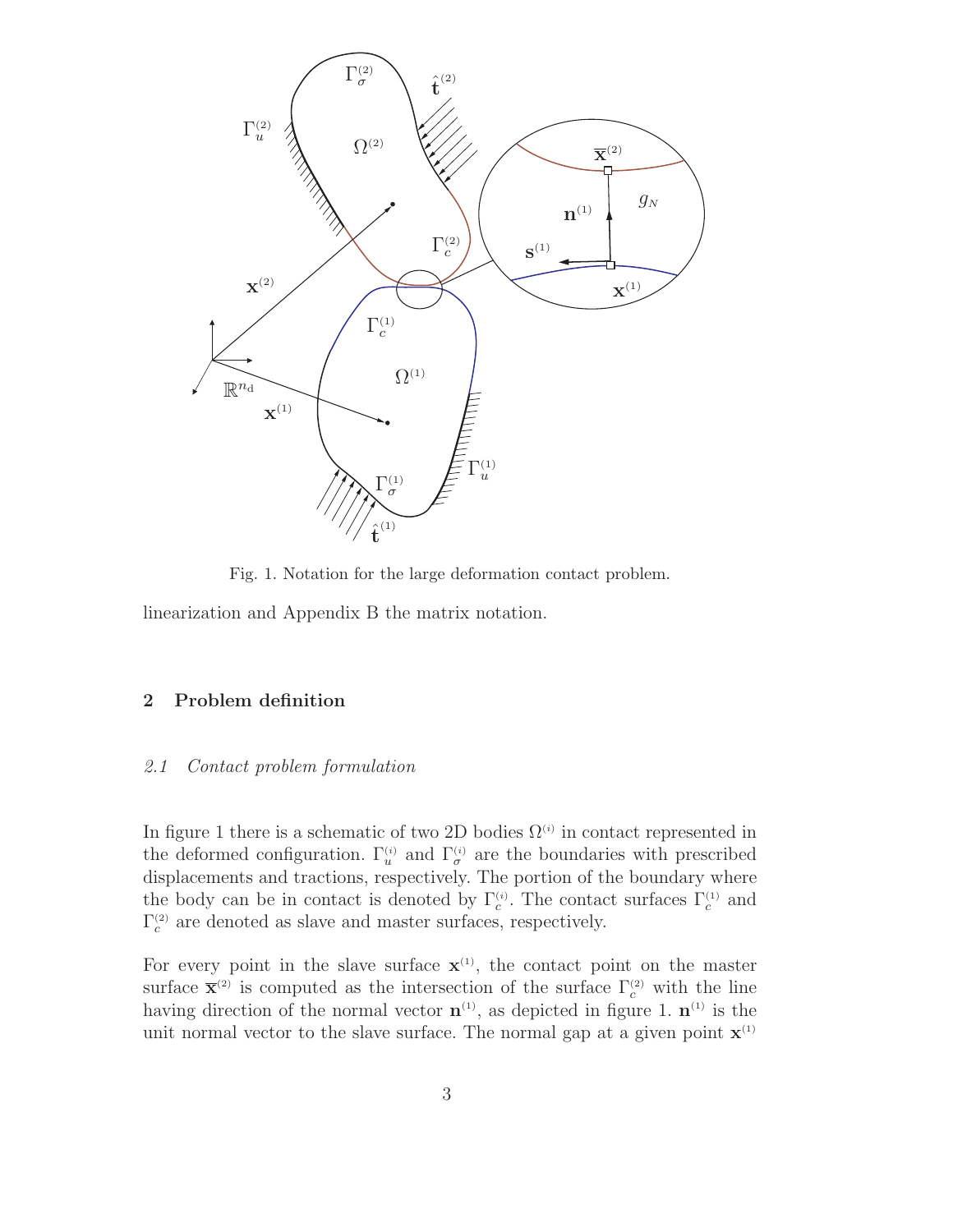Fig. 1. Notation for the large deformation contact problem.

linearization and Appendix B the matrix notation.

## 2 Problem definition

### *2.1 Contact problem formulation*

In figure 1 there is a schematic of two 2D bodies $\Omega^{(i)}$ in contact represented in the deformed configuration. $\Gamma_u^{(i)}$ and $\Gamma_\sigma^{(i)}$ are the boundaries with prescribed displacements and tractions, respectively. The portion of the boundary where the body can be in contact is denoted by $\Gamma_c^{(i)}$. The contact surfaces $\Gamma_c^{(1)}$ and $\Gamma_c^{(2)}$ are denoted as slave and master surfaces, respectively.

For every point in the slave surface $\mathbf{x}^{(1)}$, the contact point on the master surface $\overline{\mathbf{x}}^{(2)}$ is computed as the intersection of the surface $\Gamma_c^{(2)}$ with the line having direction of the normal vector $\mathbf{n}^{(1)}$, as depicted in figure 1. $\mathbf{n}^{(1)}$ is the unit normal vector to the slave surface. The normal gap at a given point $\mathbf{x}^{(1)}$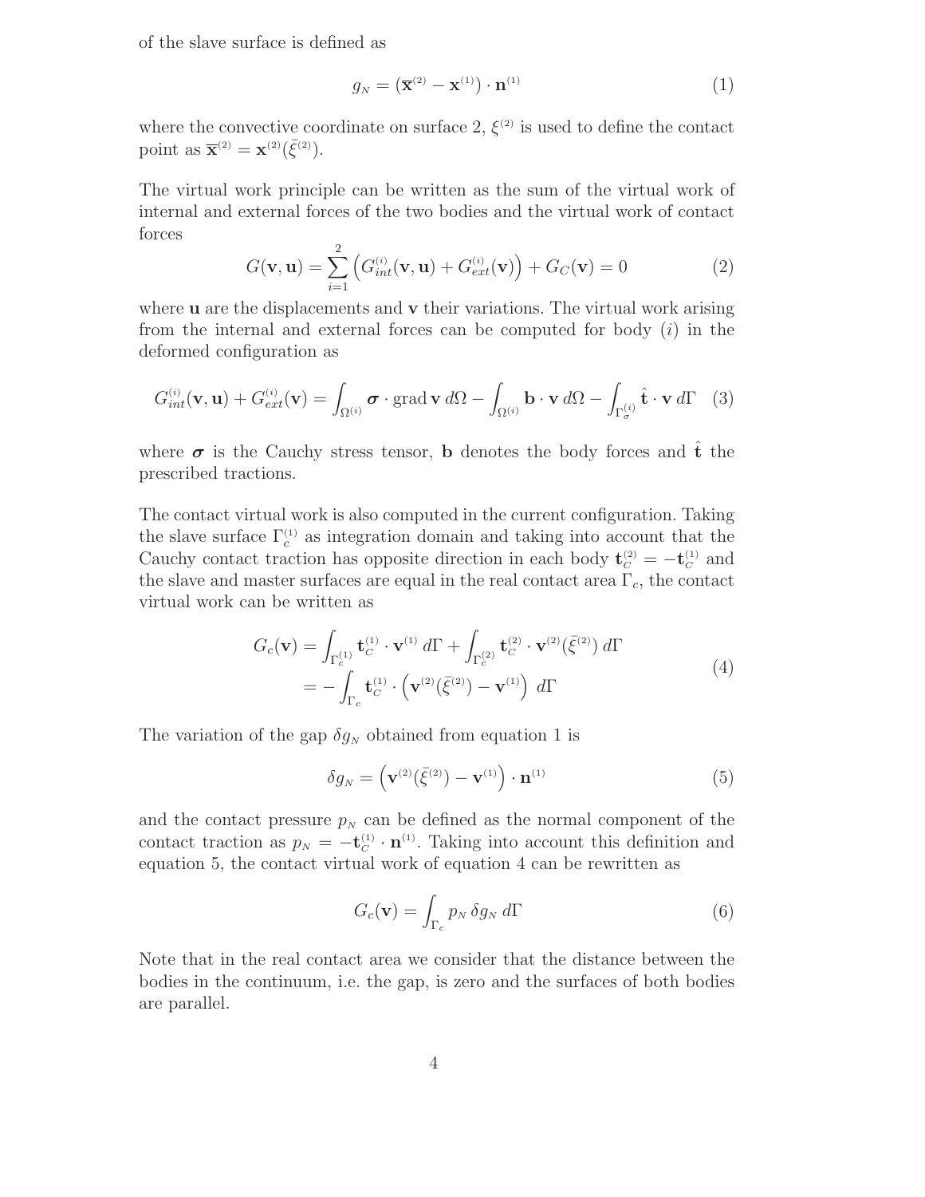of the slave surface is defined as

$$g_N = (\overline{\mathbf{x}}^{(2)} - \mathbf{x}^{(1)}) \cdot \mathbf{n}^{(1)} \tag{1}$$

where the convective coordinate on surface 2, $\xi^{(2)}$ is used to define the contact point as $\overline{\mathbf{x}}^{(2)} = \mathbf{x}^{(2)}(\bar{\xi}^{(2)})$.

The virtual work principle can be written as the sum of the virtual work of internal and external forces of the two bodies and the virtual work of contact forces

$$G(\mathbf{v}, \mathbf{u}) = \sum_{i=1}^{2} \left( G_{int}^{(i)}(\mathbf{v}, \mathbf{u}) + G_{ext}^{(i)}(\mathbf{v}) \right) + G_C(\mathbf{v}) = 0 \tag{2}$$

where $\mathbf{u}$ are the displacements and $\mathbf{v}$ their variations. The virtual work arising from the internal and external forces can be computed for body $(i)$ in the deformed configuration as

$$G_{int}^{(i)}(\mathbf{v}, \mathbf{u}) + G_{ext}^{(i)}(\mathbf{v}) = \int_{\Omega^{(i)}} \boldsymbol{\sigma} \cdot \operatorname{grad} \mathbf{v} \, d\Omega - \int_{\Omega^{(i)}} \mathbf{b} \cdot \mathbf{v} \, d\Omega - \int_{\Gamma_\sigma^{(i)}} \hat{\mathbf{t}} \cdot \mathbf{v} \, d\Gamma \tag{3}$$

where $\boldsymbol{\sigma}$ is the Cauchy stress tensor, $\mathbf{b}$ denotes the body forces and $\hat{\mathbf{t}}$ the prescribed tractions.

The contact virtual work is also computed in the current configuration. Taking the slave surface $\Gamma_c^{(1)}$ as integration domain and taking into account that the Cauchy contact traction has opposite direction in each body $\mathbf{t}_C^{(2)} = -\mathbf{t}_C^{(1)}$ and the slave and master surfaces are equal in the real contact area $\Gamma_c$, the contact virtual work can be written as

$$\begin{aligned} G_c(\mathbf{v}) &= \int_{\Gamma_c^{(1)}} \mathbf{t}_C^{(1)} \cdot \mathbf{v}^{(1)} \, d\Gamma + \int_{\Gamma_c^{(2)}} \mathbf{t}_C^{(2)} \cdot \mathbf{v}^{(2)}(\bar{\xi}^{(2)}) \, d\Gamma \\ &= -\int_{\Gamma_c} \mathbf{t}_C^{(1)} \cdot \left( \mathbf{v}^{(2)}(\bar{\xi}^{(2)}) - \mathbf{v}^{(1)} \right) \, d\Gamma \end{aligned} \tag{4}$$

The variation of the gap $\delta g_N$ obtained from equation 1 is

$$\delta g_N = \left( \mathbf{v}^{(2)}(\bar{\xi}^{(2)}) - \mathbf{v}^{(1)} \right) \cdot \mathbf{n}^{(1)} \tag{5}$$

and the contact pressure $p_N$ can be defined as the normal component of the contact traction as $p_N = -\mathbf{t}_C^{(1)} \cdot \mathbf{n}^{(1)}$. Taking into account this definition and equation 5, the contact virtual work of equation 4 can be rewritten as

$$G_c(\mathbf{v}) = \int_{\Gamma_c} p_N \, \delta g_N \, d\Gamma \tag{6}$$

Note that in the real contact area we consider that the distance between the bodies in the continuum, i.e. the gap, is zero and the surfaces of both bodies are parallel.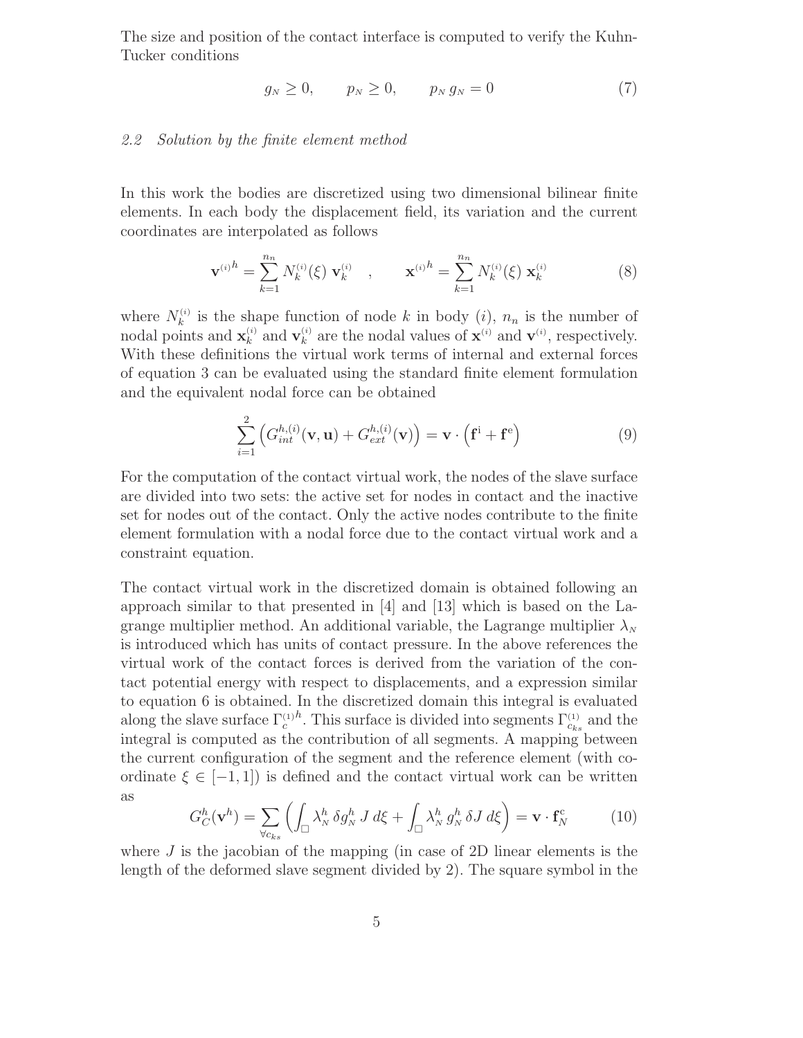The size and position of the contact interface is computed to verify the Kuhn-Tucker conditions

$$g_N \geq 0, \qquad p_N \geq 0, \qquad p_N \, g_N = 0 \tag{7}$$

### 2.2 Solution by the finite element method

In this work the bodies are discretized using two dimensional bilinear finite elements. In each body the displacement field, its variation and the current coordinates are interpolated as follows

$$\mathbf{v}^{(i)h} = \sum_{k=1}^{n_n} N_k^{(i)}(\xi) \; \mathbf{v}_k^{(i)} \quad , \qquad \mathbf{x}^{(i)h} = \sum_{k=1}^{n_n} N_k^{(i)}(\xi) \; \mathbf{x}_k^{(i)} \tag{8}$$

where $N_k^{(i)}$ is the shape function of node $k$ in body $(i)$, $n_n$ is the number of nodal points and $\mathbf{x}_k^{(i)}$ and $\mathbf{v}_k^{(i)}$ are the nodal values of $\mathbf{x}^{(i)}$ and $\mathbf{v}^{(i)}$, respectively. With these definitions the virtual work terms of internal and external forces of equation 3 can be evaluated using the standard finite element formulation and the equivalent nodal force can be obtained

$$\sum_{i=1}^{2} \left( G_{int}^{h,(i)}(\mathbf{v}, \mathbf{u}) + G_{ext}^{h,(i)}(\mathbf{v}) \right) = \mathbf{v} \cdot \left( \mathbf{f}^{\mathrm{i}} + \mathbf{f}^{\mathrm{e}} \right) \tag{9}$$

For the computation of the contact virtual work, the nodes of the slave surface are divided into two sets: the active set for nodes in contact and the inactive set for nodes out of the contact. Only the active nodes contribute to the finite element formulation with a nodal force due to the contact virtual work and a constraint equation.

The contact virtual work in the discretized domain is obtained following an approach similar to that presented in [4] and [13] which is based on the Lagrange multiplier method. An additional variable, the Lagrange multiplier $\lambda_N$ is introduced which has units of contact pressure. In the above references the virtual work of the contact forces is derived from the variation of the contact potential energy with respect to displacements, and a expression similar to equation 6 is obtained. In the discretized domain this integral is evaluated along the slave surface $\Gamma_c^{(1)h}$. This surface is divided into segments $\Gamma_{c_{ks}}^{(1)}$ and the integral is computed as the contribution of all segments. A mapping between the current configuration of the segment and the reference element (with coordinate $\xi \in [-1, 1]$) is defined and the contact virtual work can be written as

$$G_C^h(\mathbf{v}^h) = \sum_{\forall c_{ks}} \left( \int_{\square} \lambda_N^h \, \delta g_N^h \, J \, d\xi + \int_{\square} \lambda_N^h \, g_N^h \, \delta J \, d\xi \right) = \mathbf{v} \cdot \mathbf{f}_N^{\mathrm{c}} \tag{10}$$

where $J$ is the jacobian of the mapping (in case of 2D linear elements is the length of the deformed slave segment divided by 2). The square symbol in the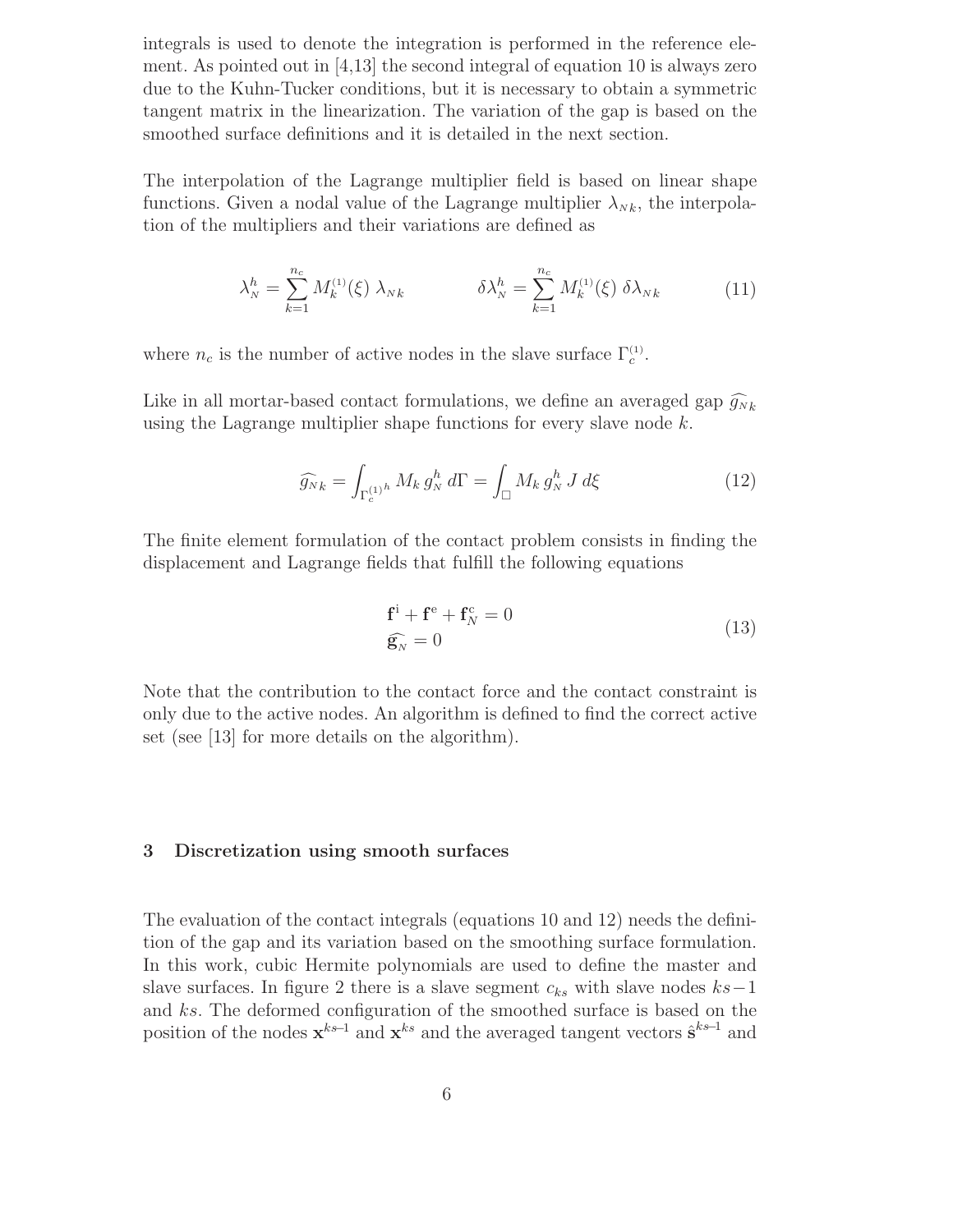integrals is used to denote the integration is performed in the reference element. As pointed out in [4,13] the second integral of equation 10 is always zero due to the Kuhn-Tucker conditions, but it is necessary to obtain a symmetric tangent matrix in the linearization. The variation of the gap is based on the smoothed surface definitions and it is detailed in the next section.

The interpolation of the Lagrange multiplier field is based on linear shape functions. Given a nodal value of the Lagrange multiplier $\lambda_{Nk}$, the interpolation of the multipliers and their variations are defined as

$$\lambda_N^h = \sum_{k=1}^{n_c} M_k^{(1)}(\xi)\, \lambda_{Nk} \qquad\qquad \delta\lambda_N^h = \sum_{k=1}^{n_c} M_k^{(1)}(\xi)\, \delta\lambda_{Nk} \tag{11}$$

where $n_c$ is the number of active nodes in the slave surface $\Gamma_c^{(1)}$.

Like in all mortar-based contact formulations, we define an averaged gap $\widehat{g_{Nk}}$ using the Lagrange multiplier shape functions for every slave node $k$.

$$\widehat{g_{Nk}} = \int_{\Gamma_c^{(1)}{}^h} M_k\, g_N^h \, d\Gamma = \int_{\square} M_k\, g_N^h\, J\, d\xi \tag{12}$$

The finite element formulation of the contact problem consists in finding the displacement and Lagrange fields that fulfill the following equations

$$\begin{aligned} \mathbf{f}^{\mathrm{i}} + \mathbf{f}^{\mathrm{e}} + \mathbf{f}_N^{\mathrm{c}} &= 0 \\ \widehat{\mathbf{g}_N} &= 0 \end{aligned} \tag{13}$$

Note that the contribution to the contact force and the contact constraint is only due to the active nodes. An algorithm is defined to find the correct active set (see [13] for more details on the algorithm).

## 3 Discretization using smooth surfaces

The evaluation of the contact integrals (equations 10 and 12) needs the definition of the gap and its variation based on the smoothing surface formulation. In this work, cubic Hermite polynomials are used to define the master and slave surfaces. In figure 2 there is a slave segment $c_{ks}$ with slave nodes $ks-1$ and $ks$. The deformed configuration of the smoothed surface is based on the position of the nodes $\mathbf{x}^{ks-1}$ and $\mathbf{x}^{ks}$ and the averaged tangent vectors $\hat{\mathbf{s}}^{ks-1}$ and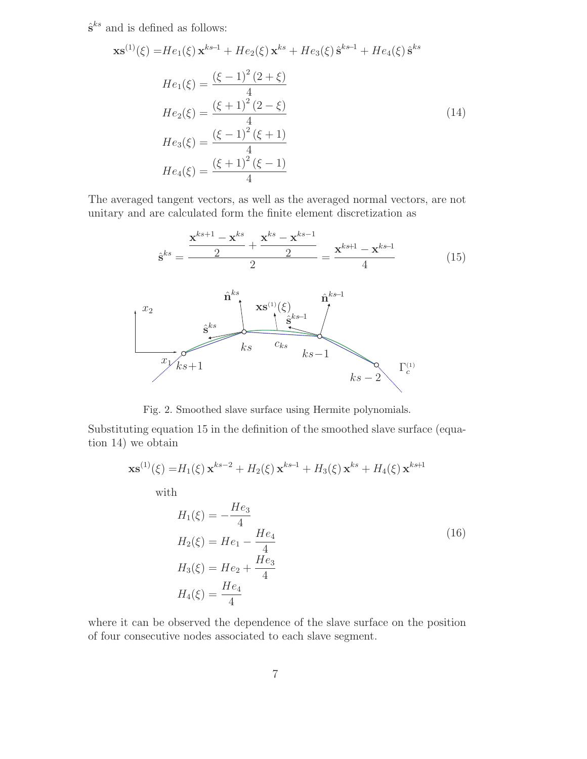$\hat{\mathbf{s}}^{ks}$ and is defined as follows:

$$
\begin{aligned}
\mathbf{xs}^{(1)}(\xi) =& He_1(\xi)\,\mathbf{x}^{ks-1} + He_2(\xi)\,\mathbf{x}^{ks} + He_3(\xi)\,\hat{\mathbf{s}}^{ks-1} + He_4(\xi)\,\hat{\mathbf{s}}^{ks} \\
& He_1(\xi) = \frac{(\xi-1)^2\,(2+\xi)}{4} \\
& He_2(\xi) = \frac{(\xi+1)^2\,(2-\xi)}{4} \\
& He_3(\xi) = \frac{(\xi-1)^2\,(\xi+1)}{4} \\
& He_4(\xi) = \frac{(\xi+1)^2\,(\xi-1)}{4}
\end{aligned}
\tag{14}
$$

The averaged tangent vectors, as well as the averaged normal vectors, are not unitary and are calculated form the finite element discretization as

$$
\hat{\mathbf{s}}^{ks} = \frac{\dfrac{\mathbf{x}^{ks+1}-\mathbf{x}^{ks}}{2} + \dfrac{\mathbf{x}^{ks}-\mathbf{x}^{ks-1}}{2}}{2} = \frac{\mathbf{x}^{ks+1}-\mathbf{x}^{ks-1}}{4}
\tag{15}
$$

Fig. 2. Smoothed slave surface using Hermite polynomials.

Substituting equation 15 in the definition of the smoothed slave surface (equation 14) we obtain

$$
\mathbf{xs}^{(1)}(\xi) = H_1(\xi)\,\mathbf{x}^{ks-2} + H_2(\xi)\,\mathbf{x}^{ks-1} + H_3(\xi)\,\mathbf{x}^{ks} + H_4(\xi)\,\mathbf{x}^{ks+1}
$$

with

$$
\begin{aligned}
H_1(\xi) &= -\frac{He_3}{4} \\
H_2(\xi) &= He_1 - \frac{He_4}{4} \\
H_3(\xi) &= He_2 + \frac{He_3}{4} \\
H_4(\xi) &= \frac{He_4}{4}
\end{aligned}
\tag{16}
$$

where it can be observed the dependence of the slave surface on the position of four consecutive nodes associated to each slave segment.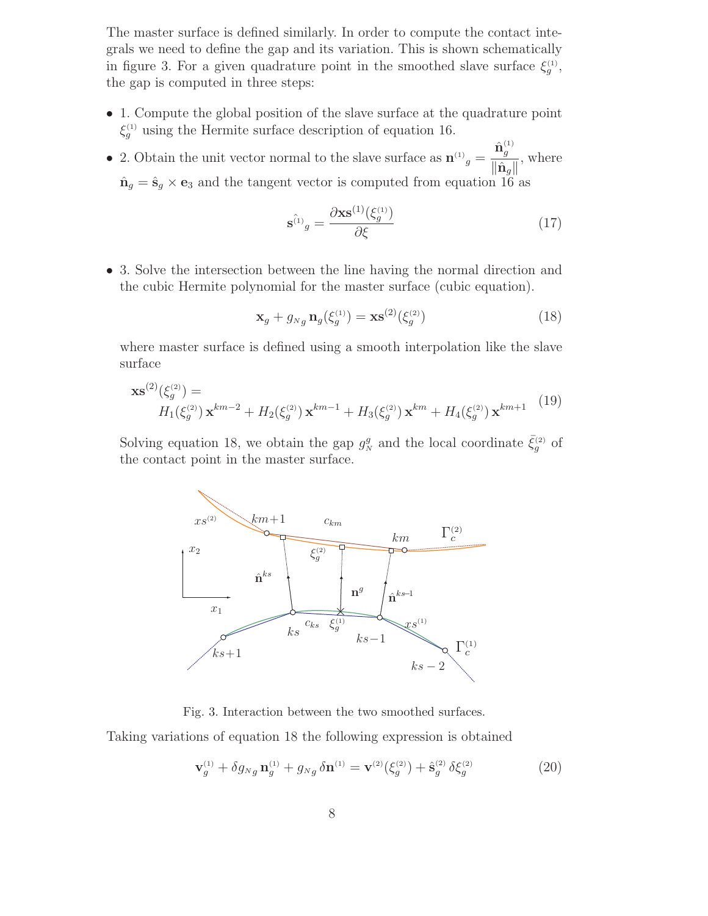The master surface is defined similarly. In order to compute the contact integrals we need to define the gap and its variation. This is shown schematically in figure 3. For a given quadrature point in the smoothed slave surface $\xi_g^{(1)}$, the gap is computed in three steps:

- 1. Compute the global position of the slave surface at the quadrature point $\xi_g^{(1)}$ using the Hermite surface description of equation 16.
- 2. Obtain the unit vector normal to the slave surface as $\mathbf{n}^{(1)}{}_g = \frac{\hat{\mathbf{n}}_g^{(1)}}{\|\hat{\mathbf{n}}_g\|}$, where $\hat{\mathbf{n}}_g = \hat{\mathbf{s}}_g \times \mathbf{e}_3$ and the tangent vector is computed from equation 16 as

$$\mathbf{s}^{\hat{(1)}}{}_g = \frac{\partial \mathbf{xs}^{(1)}(\xi_g^{(1)})}{\partial \xi} \tag{17}$$

- 3. Solve the intersection between the line having the normal direction and the cubic Hermite polynomial for the master surface (cubic equation).

$$\mathbf{x}_g + g_{N g}\,\mathbf{n}_g(\xi_g^{(1)}) = \mathbf{xs}^{(2)}(\xi_g^{(2)}) \tag{18}$$

where master surface is defined using a smooth interpolation like the slave surface

$$\begin{aligned}\mathbf{xs}^{(2)}(\xi_g^{(2)}) = \\ H_1(\xi_g^{(2)})\,\mathbf{x}^{km-2} + H_2(\xi_g^{(2)})\,\mathbf{x}^{km-1} + H_3(\xi_g^{(2)})\,\mathbf{x}^{km} + H_4(\xi_g^{(2)})\,\mathbf{x}^{km+1}\end{aligned} \tag{19}$$

Solving equation 18, we obtain the gap $g_N^g$ and the local coordinate $\bar{\xi}_g^{(2)}$ of the contact point in the master surface.

Fig. 3. Interaction between the two smoothed surfaces.

Taking variations of equation 18 the following expression is obtained

$$\mathbf{v}_g^{(1)} + \delta g_{N g}\,\mathbf{n}_g^{(1)} + g_{N g}\,\delta\mathbf{n}^{(1)} = \mathbf{v}^{(2)}(\xi_g^{(2)}) + \hat{\mathbf{s}}_g^{(2)}\,\delta\xi_g^{(2)} \tag{20}$$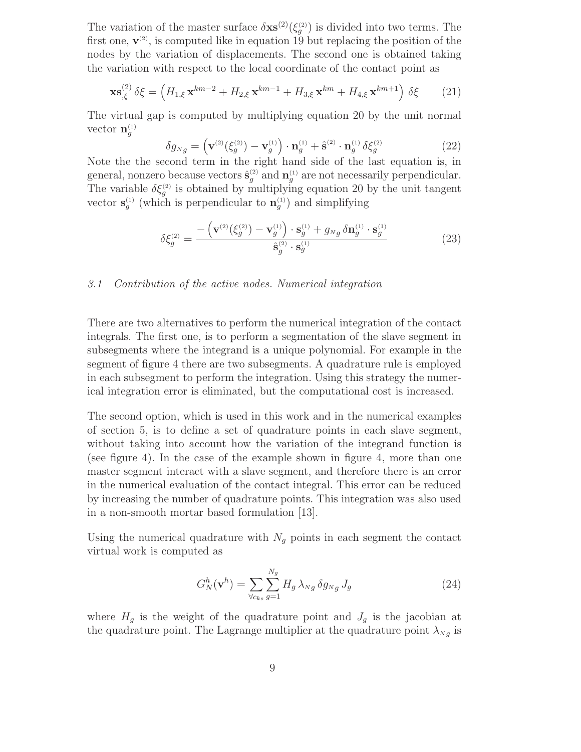The variation of the master surface $\delta \mathbf{xs}^{(2)}(\xi_g^{(2)})$ is divided into two terms. The first one, $\mathbf{v}^{(2)}$, is computed like in equation 19 but replacing the position of the nodes by the variation of displacements. The second one is obtained taking the variation with respect to the local coordinate of the contact point as

$$\mathbf{xs}^{(2)}_{,\xi}\,\delta\xi = \left( H_{1,\xi}\,\mathbf{x}^{km-2} + H_{2,\xi}\,\mathbf{x}^{km-1} + H_{3,\xi}\,\mathbf{x}^{km} + H_{4,\xi}\,\mathbf{x}^{km+1} \right) \delta\xi \tag{21}$$

The virtual gap is computed by multiplying equation 20 by the unit normal vector $\mathbf{n}_g^{(1)}$

$$\delta g_{N\,g} = \left( \mathbf{v}^{(2)}(\xi_g^{(2)}) - \mathbf{v}_g^{(1)} \right) \cdot \mathbf{n}_g^{(1)} + \hat{\mathbf{s}}^{(2)} \cdot \mathbf{n}_g^{(1)}\,\delta\xi_g^{(2)} \tag{22}$$

Note the the second term in the right hand side of the last equation is, in general, nonzero because vectors $\hat{\mathbf{s}}_g^{(2)}$ and $\mathbf{n}_g^{(1)}$ are not necessarily perpendicular. The variable $\delta\xi_g^{(2)}$ is obtained by multiplying equation 20 by the unit tangent vector $\mathbf{s}_g^{(1)}$ (which is perpendicular to $\mathbf{n}_g^{(1)}$) and simplifying

$$\delta\xi_g^{(2)} = \frac{-\left( \mathbf{v}^{(2)}(\xi_g^{(2)}) - \mathbf{v}_g^{(1)} \right) \cdot \mathbf{s}_g^{(1)} + g_{N\,g}\,\delta\mathbf{n}_g^{(1)} \cdot \mathbf{s}_g^{(1)}}{\hat{\mathbf{s}}_g^{(2)} \cdot \mathbf{s}_g^{(1)}} \tag{23}$$

### *3.1 Contribution of the active nodes. Numerical integration*

There are two alternatives to perform the numerical integration of the contact integrals. The first one, is to perform a segmentation of the slave segment in subsegments where the integrand is a unique polynomial. For example in the segment of figure 4 there are two subsegments. A quadrature rule is employed in each subsegment to perform the integration. Using this strategy the numerical integration error is eliminated, but the computational cost is increased.

The second option, which is used in this work and in the numerical examples of section 5, is to define a set of quadrature points in each slave segment, without taking into account how the variation of the integrand function is (see figure 4). In the case of the example shown in figure 4, more than one master segment interact with a slave segment, and therefore there is an error in the numerical evaluation of the contact integral. This error can be reduced by increasing the number of quadrature points. This integration was also used in a non-smooth mortar based formulation [13].

Using the numerical quadrature with $N_g$ points in each segment the contact virtual work is computed as

$$G_N^h(\mathbf{v}^h) = \sum_{\forall c_{ks}} \sum_{g=1}^{N_g} H_g\,\lambda_{N\,g}\,\delta g_{N\,g}\,J_g \tag{24}$$

where $H_g$ is the weight of the quadrature point and $J_g$ is the jacobian at the quadrature point. The Lagrange multiplier at the quadrature point $\lambda_{N\,g}$ is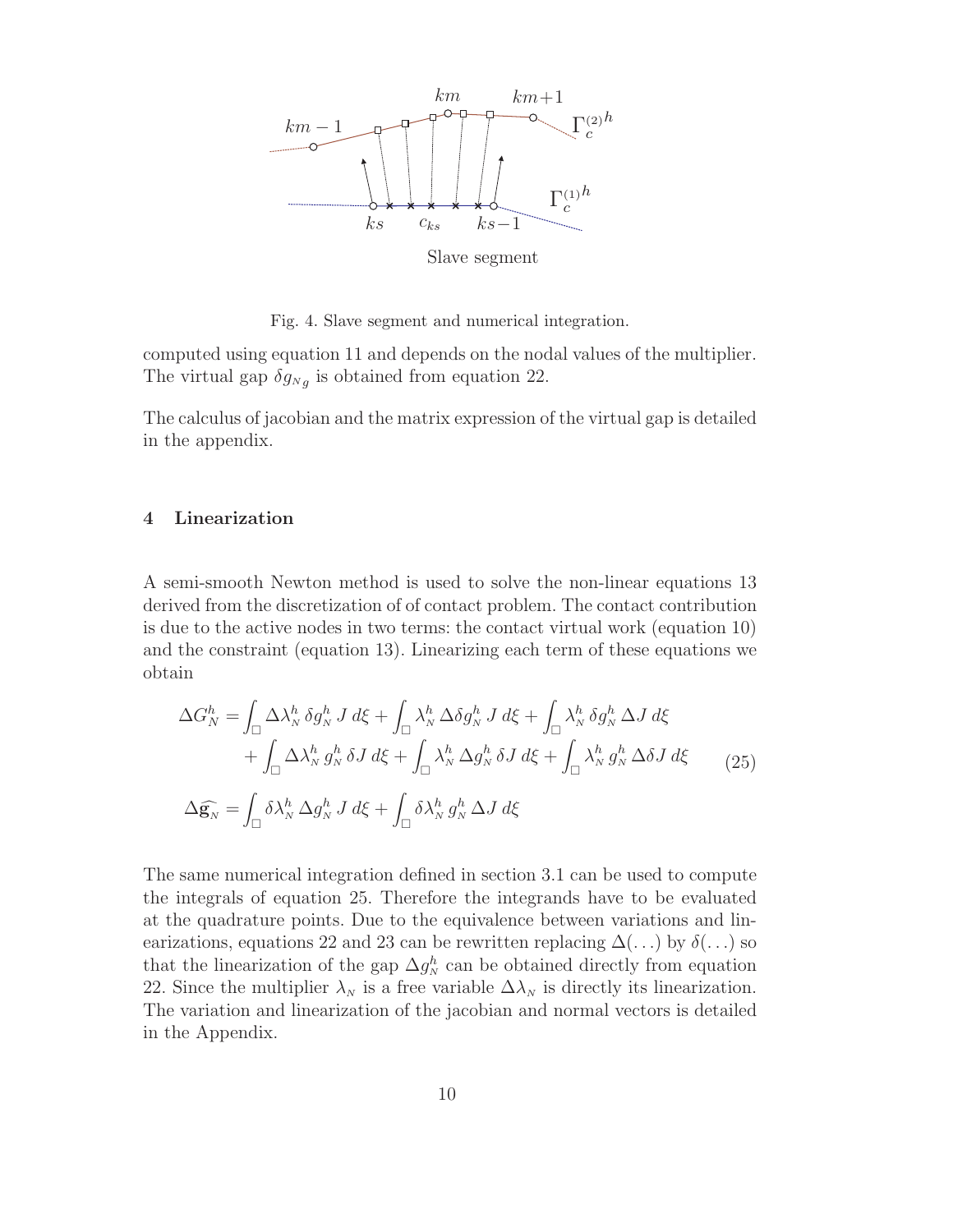Fig. 4. Slave segment and numerical integration.

computed using equation 11 and depends on the nodal values of the multiplier. The virtual gap $\delta g_{N_g}$ is obtained from equation 22.

The calculus of jacobian and the matrix expression of the virtual gap is detailed in the appendix.

## 4 Linearization

A semi-smooth Newton method is used to solve the non-linear equations 13 derived from the discretization of of contact problem. The contact contribution is due to the active nodes in two terms: the contact virtual work (equation 10) and the constraint (equation 13). Linearizing each term of these equations we obtain

$$
\begin{aligned}
\Delta G_N^h =& \int_\square \Delta\lambda_N^h \, \delta g_N^h \, J \, d\xi + \int_\square \lambda_N^h \, \Delta\delta g_N^h \, J \, d\xi + \int_\square \lambda_N^h \, \delta g_N^h \, \Delta J \, d\xi \\
&+ \int_\square \Delta\lambda_N^h \, g_N^h \, \delta J \, d\xi + \int_\square \lambda_N^h \, \Delta g_N^h \, \delta J \, d\xi + \int_\square \lambda_N^h \, g_N^h \, \Delta\delta J \, d\xi \\
\Delta\widehat{\mathbf{g}_N} =& \int_\square \delta\lambda_N^h \, \Delta g_N^h \, J \, d\xi + \int_\square \delta\lambda_N^h \, g_N^h \, \Delta J \, d\xi
\end{aligned}
\tag{25}
$$

The same numerical integration defined in section 3.1 can be used to compute the integrals of equation 25. Therefore the integrands have to be evaluated at the quadrature points. Due to the equivalence between variations and linearizations, equations 22 and 23 can be rewritten replacing $\Delta(\ldots)$ by $\delta(\ldots)$ so that the linearization of the gap $\Delta g_N^h$ can be obtained directly from equation 22. Since the multiplier $\lambda_N$ is a free variable $\Delta\lambda_N$ is directly its linearization. The variation and linearization of the jacobian and normal vectors is detailed in the Appendix.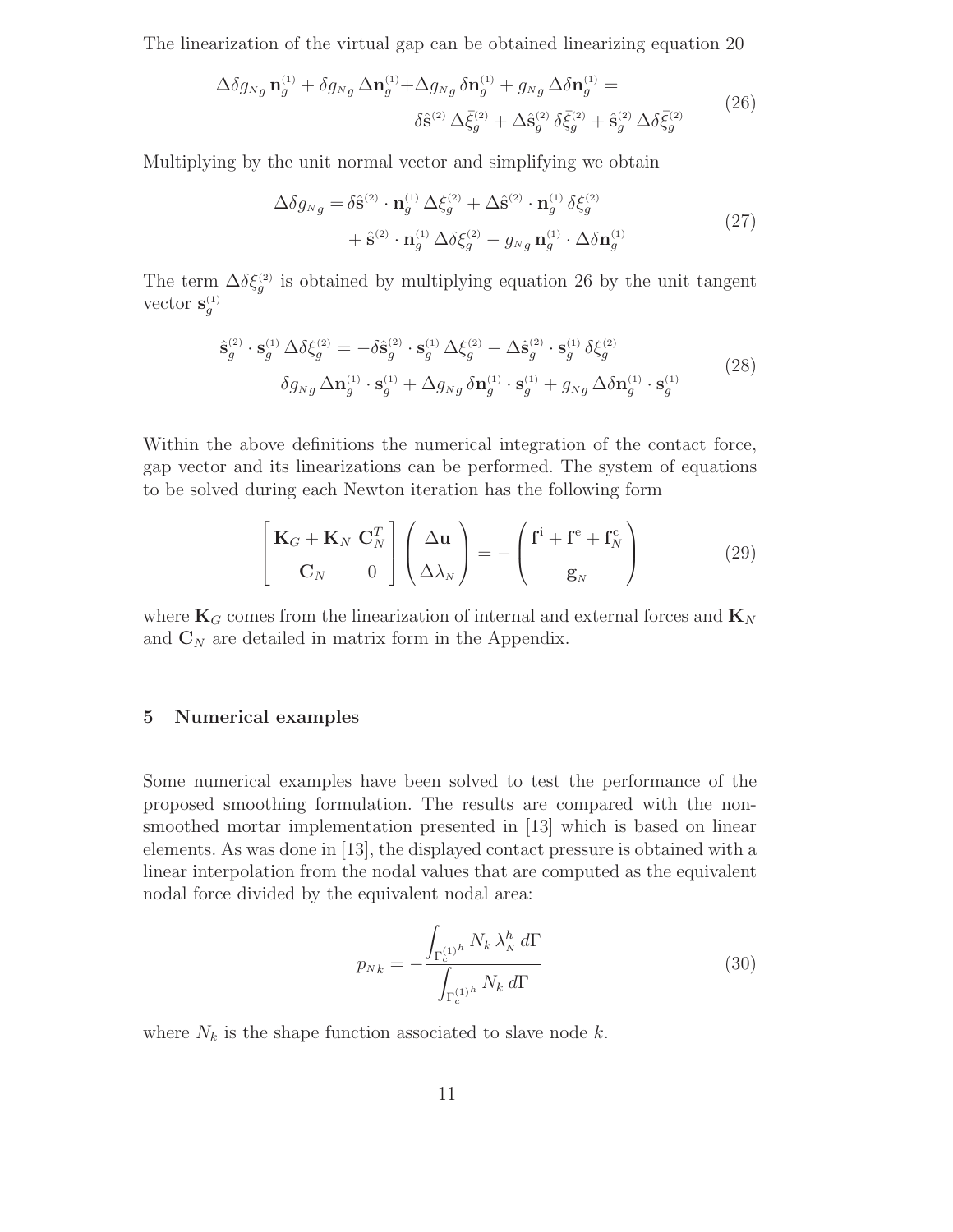The linearization of the virtual gap can be obtained linearizing equation 20

$$
\Delta\delta g_{N g}\,\mathbf{n}_g^{(1)} + \delta g_{N g}\,\Delta\mathbf{n}_g^{(1)} + \Delta g_{N g}\,\delta\mathbf{n}_g^{(1)} + g_{N g}\,\Delta\delta\mathbf{n}_g^{(1)} = \delta\hat{\mathbf{s}}^{(2)}\,\Delta\bar{\xi}_g^{(2)} + \Delta\hat{\mathbf{s}}_g^{(2)}\,\delta\bar{\xi}_g^{(2)} + \hat{\mathbf{s}}_g^{(2)}\,\Delta\delta\bar{\xi}_g^{(2)} \tag{26}
$$

Multiplying by the unit normal vector and simplifying we obtain

$$
\begin{aligned}
\Delta\delta g_{N g} = & \,\delta\hat{\mathbf{s}}^{(2)} \cdot \mathbf{n}_g^{(1)}\,\Delta\xi_g^{(2)} + \Delta\hat{\mathbf{s}}^{(2)} \cdot \mathbf{n}_g^{(1)}\,\delta\xi_g^{(2)} \\
& + \hat{\mathbf{s}}^{(2)} \cdot \mathbf{n}_g^{(1)}\,\Delta\delta\xi_g^{(2)} - g_{N g}\,\mathbf{n}_g^{(1)} \cdot \Delta\delta\mathbf{n}_g^{(1)}
\end{aligned} \tag{27}
$$

The term $\Delta\delta\xi_g^{(2)}$ is obtained by multiplying equation 26 by the unit tangent vector $\mathbf{s}_g^{(1)}$

$$
\begin{aligned}
\hat{\mathbf{s}}_g^{(2)} \cdot \mathbf{s}_g^{(1)}\,\Delta\delta\xi_g^{(2)} = & -\delta\hat{\mathbf{s}}_g^{(2)} \cdot \mathbf{s}_g^{(1)}\,\Delta\xi_g^{(2)} - \Delta\hat{\mathbf{s}}_g^{(2)} \cdot \mathbf{s}_g^{(1)}\,\delta\xi_g^{(2)} \\
& \delta g_{N g}\,\Delta\mathbf{n}_g^{(1)} \cdot \mathbf{s}_g^{(1)} + \Delta g_{N g}\,\delta\mathbf{n}_g^{(1)} \cdot \mathbf{s}_g^{(1)} + g_{N g}\,\Delta\delta\mathbf{n}_g^{(1)} \cdot \mathbf{s}_g^{(1)}
\end{aligned} \tag{28}
$$

Within the above definitions the numerical integration of the contact force, gap vector and its linearizations can be performed. The system of equations to be solved during each Newton iteration has the following form

$$
\begin{bmatrix} \mathbf{K}_G + \mathbf{K}_N & \mathbf{C}_N^T \\ \mathbf{C}_N & 0 \end{bmatrix} \begin{pmatrix} \Delta\mathbf{u} \\ \Delta\lambda_N \end{pmatrix} = - \begin{pmatrix} \mathbf{f}^{\mathrm{i}} + \mathbf{f}^{\mathrm{e}} + \mathbf{f}_N^{\mathrm{c}} \\ \mathbf{g}_N \end{pmatrix} \tag{29}
$$

where $\mathbf{K}_G$ comes from the linearization of internal and external forces and $\mathbf{K}_N$ and $\mathbf{C}_N$ are detailed in matrix form in the Appendix.

## 5 Numerical examples

Some numerical examples have been solved to test the performance of the proposed smoothing formulation. The results are compared with the non-smoothed mortar implementation presented in [13] which is based on linear elements. As was done in [13], the displayed contact pressure is obtained with a linear interpolation from the nodal values that are computed as the equivalent nodal force divided by the equivalent nodal area:

$$
p_{N k} = -\frac{\int_{\Gamma_c^{(1)h}} N_k\,\lambda_N^h\,d\Gamma}{\int_{\Gamma_c^{(1)h}} N_k\,d\Gamma} \tag{30}
$$

where $N_k$ is the shape function associated to slave node $k$.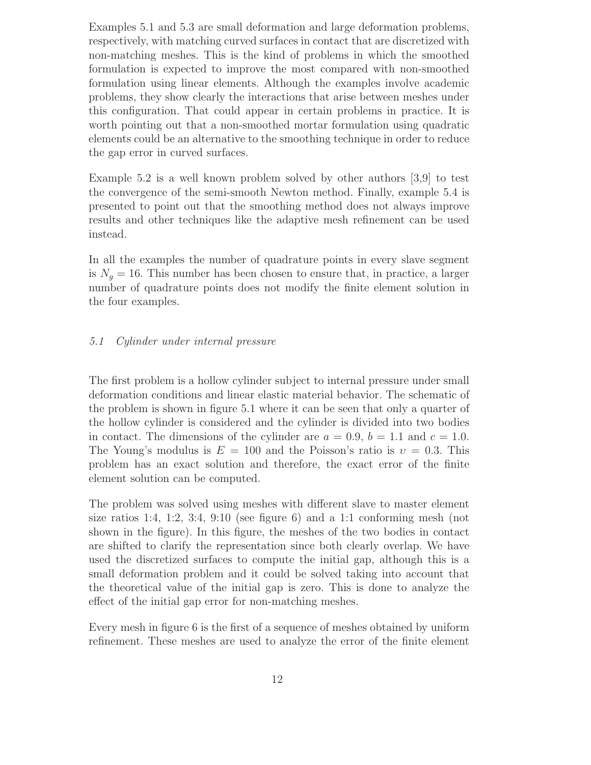Examples 5.1 and 5.3 are small deformation and large deformation problems, respectively, with matching curved surfaces in contact that are discretized with non-matching meshes. This is the kind of problems in which the smoothed formulation is expected to improve the most compared with non-smoothed formulation using linear elements. Although the examples involve academic problems, they show clearly the interactions that arise between meshes under this configuration. That could appear in certain problems in practice. It is worth pointing out that a non-smoothed mortar formulation using quadratic elements could be an alternative to the smoothing technique in order to reduce the gap error in curved surfaces.

Example 5.2 is a well known problem solved by other authors [3,9] to test the convergence of the semi-smooth Newton method. Finally, example 5.4 is presented to point out that the smoothing method does not always improve results and other techniques like the adaptive mesh refinement can be used instead.

In all the examples the number of quadrature points in every slave segment is $N_g = 16$. This number has been chosen to ensure that, in practice, a larger number of quadrature points does not modify the finite element solution in the four examples.

### *5.1 Cylinder under internal pressure*

The first problem is a hollow cylinder subject to internal pressure under small deformation conditions and linear elastic material behavior. The schematic of the problem is shown in figure 5.1 where it can be seen that only a quarter of the hollow cylinder is considered and the cylinder is divided into two bodies in contact. The dimensions of the cylinder are $a = 0.9$, $b = 1.1$ and $c = 1.0$. The Young's modulus is $E = 100$ and the Poisson's ratio is $\upsilon = 0.3$. This problem has an exact solution and therefore, the exact error of the finite element solution can be computed.

The problem was solved using meshes with different slave to master element size ratios 1:4, 1:2, 3:4, 9:10 (see figure 6) and a 1:1 conforming mesh (not shown in the figure). In this figure, the meshes of the two bodies in contact are shifted to clarify the representation since both clearly overlap. We have used the discretized surfaces to compute the initial gap, although this is a small deformation problem and it could be solved taking into account that the theoretical value of the initial gap is zero. This is done to analyze the effect of the initial gap error for non-matching meshes.

Every mesh in figure 6 is the first of a sequence of meshes obtained by uniform refinement. These meshes are used to analyze the error of the finite element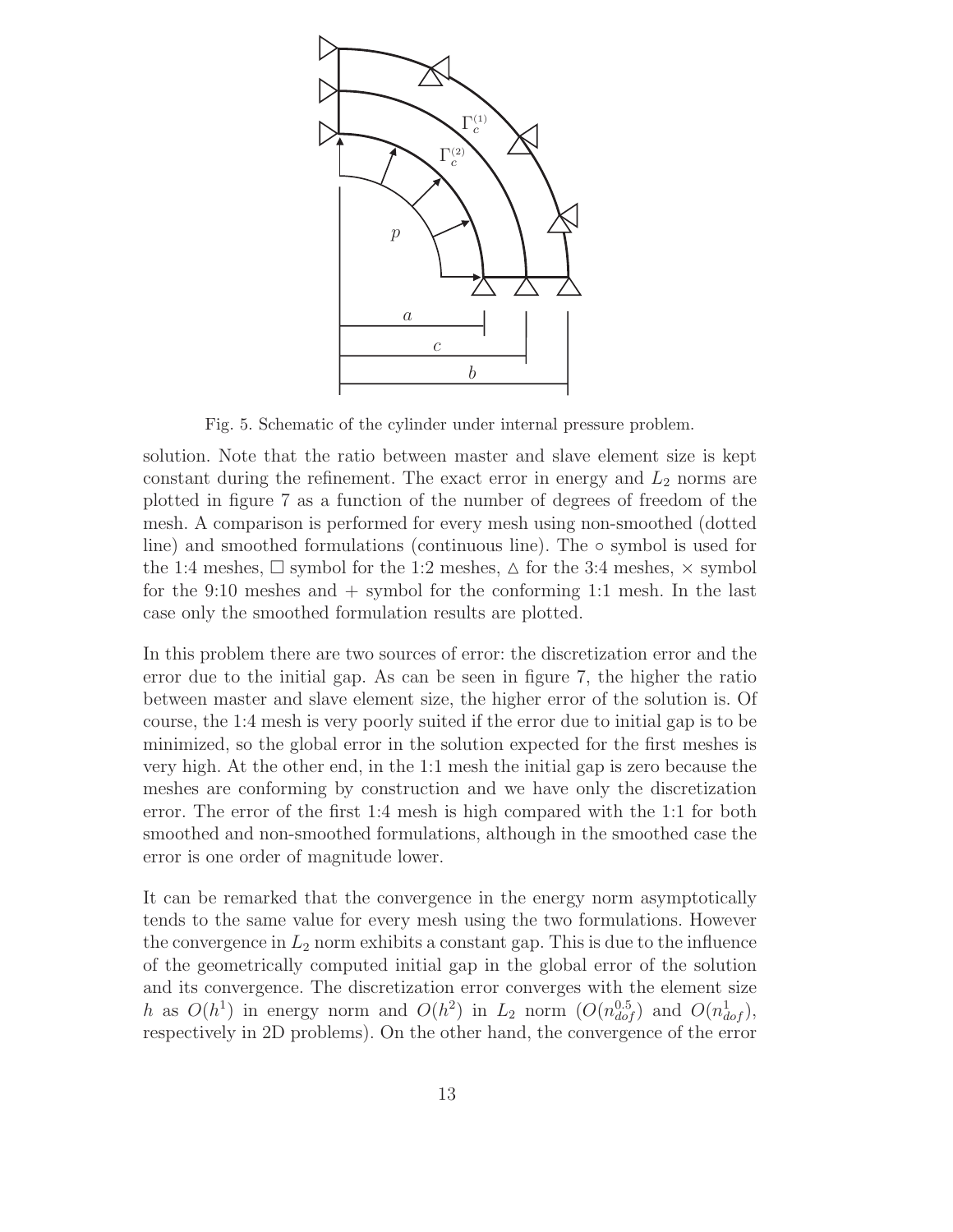Fig. 5. Schematic of the cylinder under internal pressure problem.

solution. Note that the ratio between master and slave element size is kept constant during the refinement. The exact error in energy and $L_2$ norms are plotted in figure 7 as a function of the number of degrees of freedom of the mesh. A comparison is performed for every mesh using non-smoothed (dotted line) and smoothed formulations (continuous line). The $\circ$ symbol is used for the 1:4 meshes, $\square$ symbol for the 1:2 meshes, $\triangle$ for the 3:4 meshes, $\times$ symbol for the 9:10 meshes and $+$ symbol for the conforming 1:1 mesh. In the last case only the smoothed formulation results are plotted.

In this problem there are two sources of error: the discretization error and the error due to the initial gap. As can be seen in figure 7, the higher the ratio between master and slave element size, the higher error of the solution is. Of course, the 1:4 mesh is very poorly suited if the error due to initial gap is to be minimized, so the global error in the solution expected for the first meshes is very high. At the other end, in the 1:1 mesh the initial gap is zero because the meshes are conforming by construction and we have only the discretization error. The error of the first 1:4 mesh is high compared with the 1:1 for both smoothed and non-smoothed formulations, although in the smoothed case the error is one order of magnitude lower.

It can be remarked that the convergence in the energy norm asymptotically tends to the same value for every mesh using the two formulations. However the convergence in $L_2$ norm exhibits a constant gap. This is due to the influence of the geometrically computed initial gap in the global error of the solution and its convergence. The discretization error converges with the element size $h$ as $O(h^1)$ in energy norm and $O(h^2)$ in $L_2$ norm ($O(n_{dof}^{0.5})$ and $O(n_{dof}^1)$, respectively in 2D problems). On the other hand, the convergence of the error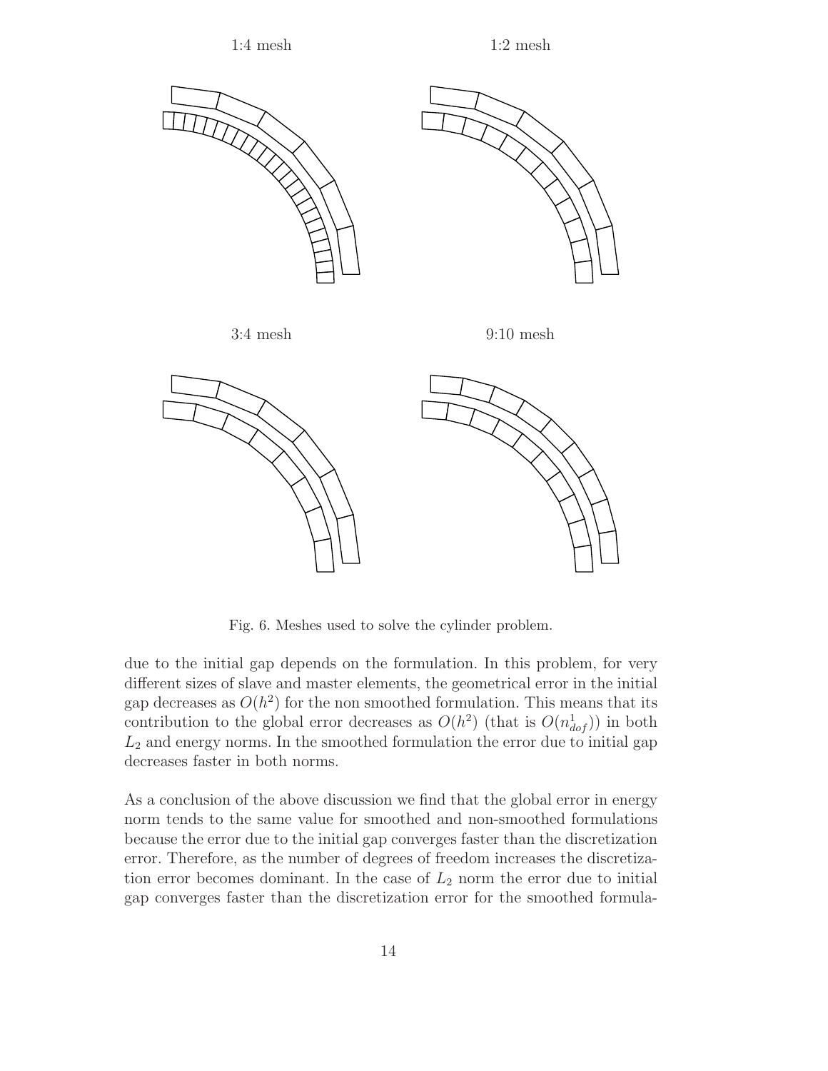1:4 mesh

1:2 mesh

3:4 mesh

9:10 mesh

Fig. 6. Meshes used to solve the cylinder problem.

due to the initial gap depends on the formulation. In this problem, for very different sizes of slave and master elements, the geometrical error in the initial gap decreases as $O(h^2)$ for the non smoothed formulation. This means that its contribution to the global error decreases as $O(h^2)$ (that is $O(n_{dof}^1)$) in both $L_2$ and energy norms. In the smoothed formulation the error due to initial gap decreases faster in both norms.

As a conclusion of the above discussion we find that the global error in energy norm tends to the same value for smoothed and non-smoothed formulations because the error due to the initial gap converges faster than the discretization error. Therefore, as the number of degrees of freedom increases the discretization error becomes dominant. In the case of $L_2$ norm the error due to initial gap converges faster than the discretization error for the smoothed formula-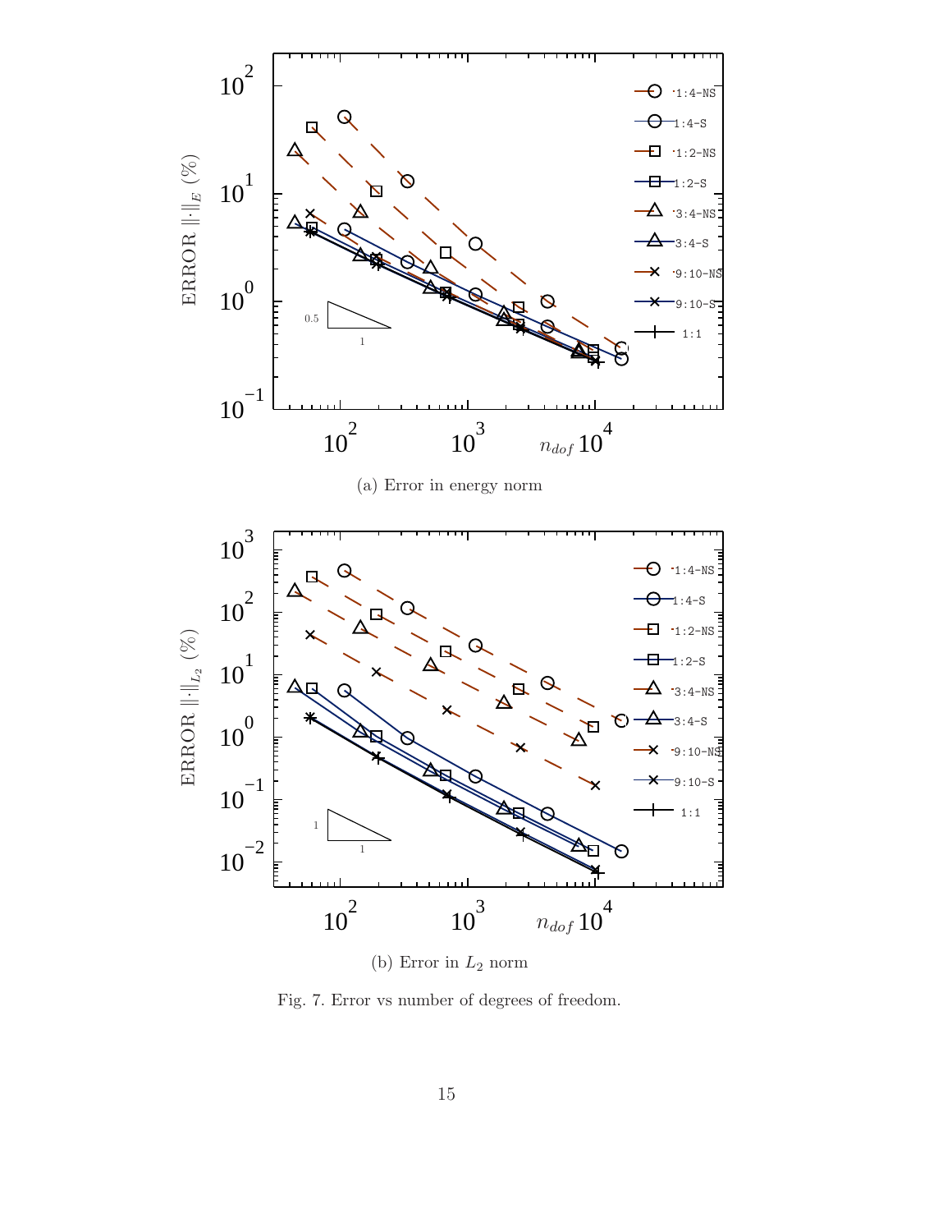(a) Error in energy norm

(b) Error in $L_2$ norm

Fig. 7. Error vs number of degrees of freedom.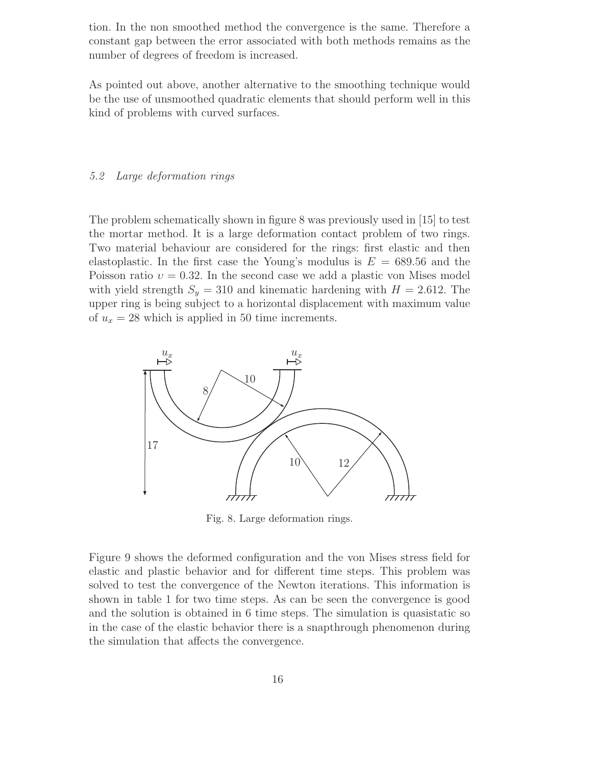tion. In the non smoothed method the convergence is the same. Therefore a constant gap between the error associated with both methods remains as the number of degrees of freedom is increased.

As pointed out above, another alternative to the smoothing technique would be the use of unsmoothed quadratic elements that should perform well in this kind of problems with curved surfaces.

### *5.2 Large deformation rings*

The problem schematically shown in figure 8 was previously used in [15] to test the mortar method. It is a large deformation contact problem of two rings. Two material behaviour are considered for the rings: first elastic and then elastoplastic. In the first case the Young's modulus is $E = 689.56$ and the Poisson ratio $\upsilon = 0.32$. In the second case we add a plastic von Mises model with yield strength $S_y = 310$ and kinematic hardening with $H = 2.612$. The upper ring is being subject to a horizontal displacement with maximum value of $u_x = 28$ which is applied in 50 time increments.

Fig. 8. Large deformation rings.

Figure 9 shows the deformed configuration and the von Mises stress field for elastic and plastic behavior and for different time steps. This problem was solved to test the convergence of the Newton iterations. This information is shown in table 1 for two time steps. As can be seen the convergence is good and the solution is obtained in 6 time steps. The simulation is quasistatic so in the case of the elastic behavior there is a snapthrough phenomenon during the simulation that affects the convergence.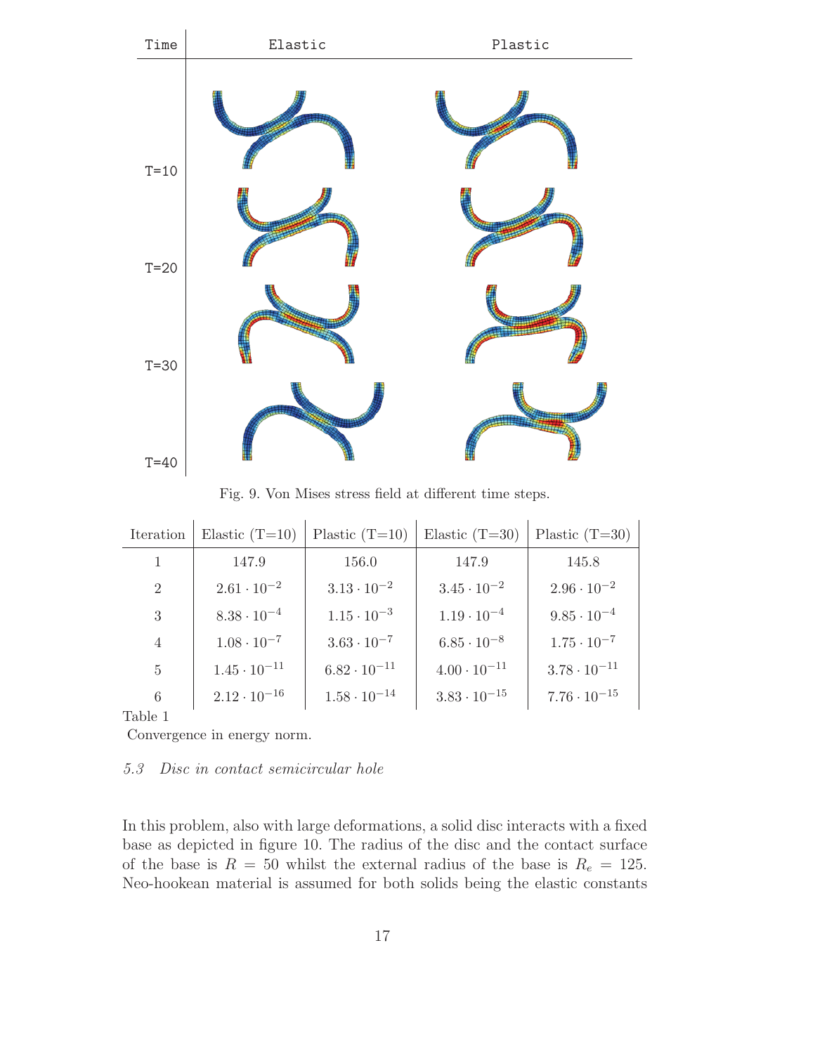| Time | Elastic | Plastic |
|---|---|---|
| T=10 | | |
| T=20 | | |
| T=30 | | |
| T=40 | | |

Fig. 9. Von Mises stress field at different time steps.

| Iteration | Elastic (T=10) | Plastic (T=10) | Elastic (T=30) | Plastic (T=30) |
|---|---|---|---|---|
| 1 | 147.9 | 156.0 | 147.9 | 145.8 |
| 2 | $2.61 \cdot 10^{-2}$ | $3.13 \cdot 10^{-2}$ | $3.45 \cdot 10^{-2}$ | $2.96 \cdot 10^{-2}$ |
| 3 | $8.38 \cdot 10^{-4}$ | $1.15 \cdot 10^{-3}$ | $1.19 \cdot 10^{-4}$ | $9.85 \cdot 10^{-4}$ |
| 4 | $1.08 \cdot 10^{-7}$ | $3.63 \cdot 10^{-7}$ | $6.85 \cdot 10^{-8}$ | $1.75 \cdot 10^{-7}$ |
| 5 | $1.45 \cdot 10^{-11}$ | $6.82 \cdot 10^{-11}$ | $4.00 \cdot 10^{-11}$ | $3.78 \cdot 10^{-11}$ |
| 6 | $2.12 \cdot 10^{-16}$ | $1.58 \cdot 10^{-14}$ | $3.83 \cdot 10^{-15}$ | $7.76 \cdot 10^{-15}$ |

Table 1

Convergence in energy norm.

### *5.3 Disc in contact semicircular hole*

In this problem, also with large deformations, a solid disc interacts with a fixed base as depicted in figure 10. The radius of the disc and the contact surface of the base is $R = 50$ whilst the external radius of the base is $R_e = 125$. Neo-hookean material is assumed for both solids being the elastic constants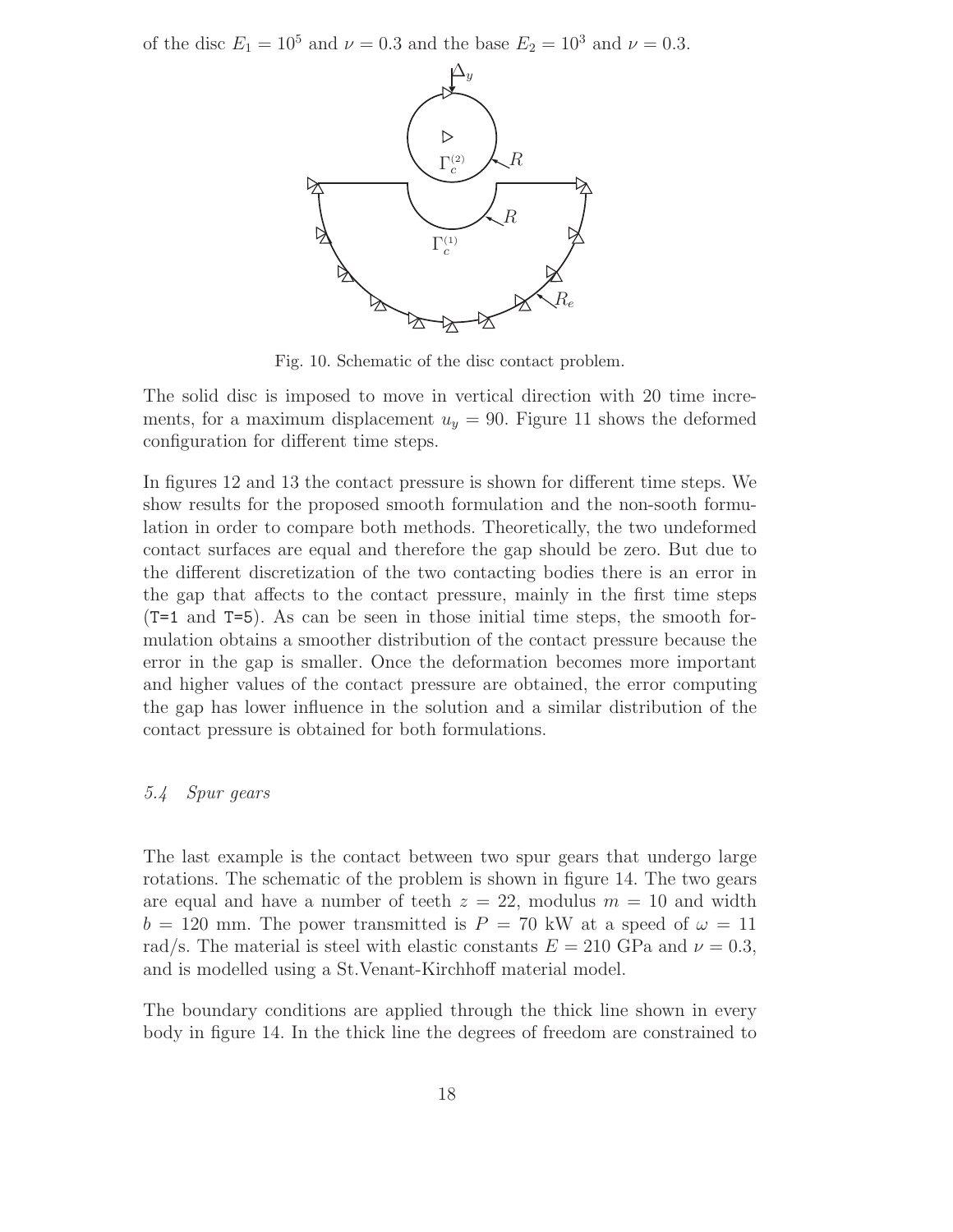of the disc $E_1 = 10^5$ and $\nu = 0.3$ and the base $E_2 = 10^3$ and $\nu = 0.3$.

Fig. 10. Schematic of the disc contact problem.

The solid disc is imposed to move in vertical direction with 20 time increments, for a maximum displacement $u_y = 90$. Figure 11 shows the deformed configuration for different time steps.

In figures 12 and 13 the contact pressure is shown for different time steps. We show results for the proposed smooth formulation and the non-sooth formulation in order to compare both methods. Theoretically, the two undeformed contact surfaces are equal and therefore the gap should be zero. But due to the different discretization of the two contacting bodies there is an error in the gap that affects to the contact pressure, mainly in the first time steps (`T=1` and `T=5`). As can be seen in those initial time steps, the smooth formulation obtains a smoother distribution of the contact pressure because the error in the gap is smaller. Once the deformation becomes more important and higher values of the contact pressure are obtained, the error computing the gap has lower influence in the solution and a similar distribution of the contact pressure is obtained for both formulations.

### *5.4 Spur gears*

The last example is the contact between two spur gears that undergo large rotations. The schematic of the problem is shown in figure 14. The two gears are equal and have a number of teeth $z = 22$, modulus $m = 10$ and width $b = 120$ mm. The power transmitted is $P = 70$ kW at a speed of $\omega = 11$ rad/s. The material is steel with elastic constants $E = 210$ GPa and $\nu = 0.3$, and is modelled using a St.Venant-Kirchhoff material model.

The boundary conditions are applied through the thick line shown in every body in figure 14. In the thick line the degrees of freedom are constrained to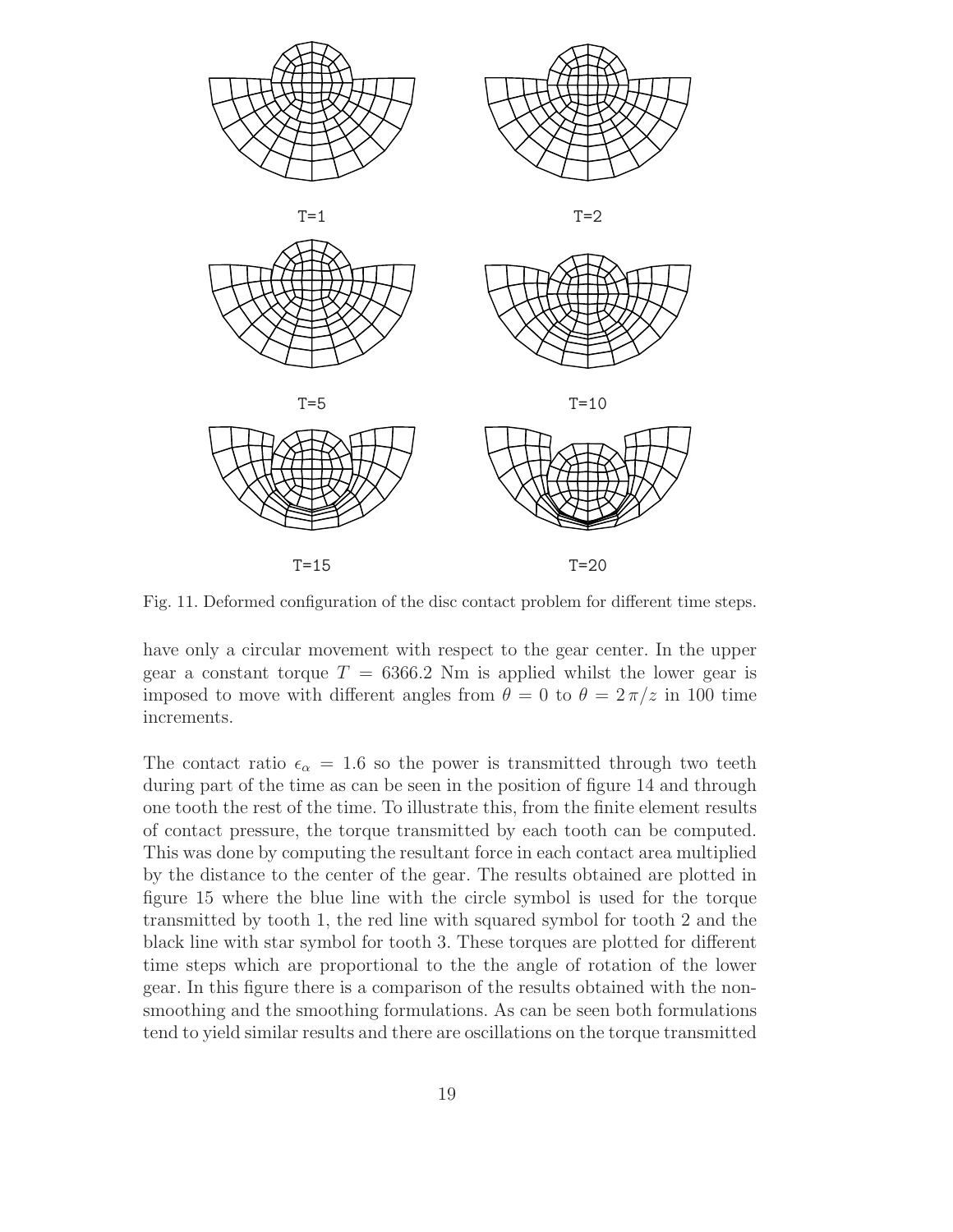T=1

T=2

T=5

T=10

T=15

T=20

Fig. 11. Deformed configuration of the disc contact problem for different time steps.

have only a circular movement with respect to the gear center. In the upper gear a constant torque $T = 6366.2$ Nm is applied whilst the lower gear is imposed to move with different angles from $\theta = 0$ to $\theta = 2\,\pi/z$ in 100 time increments.

The contact ratio $\epsilon_\alpha = 1.6$ so the power is transmitted through two teeth during part of the time as can be seen in the position of figure 14 and through one tooth the rest of the time. To illustrate this, from the finite element results of contact pressure, the torque transmitted by each tooth can be computed. This was done by computing the resultant force in each contact area multiplied by the distance to the center of the gear. The results obtained are plotted in figure 15 where the blue line with the circle symbol is used for the torque transmitted by tooth 1, the red line with squared symbol for tooth 2 and the black line with star symbol for tooth 3. These torques are plotted for different time steps which are proportional to the the angle of rotation of the lower gear. In this figure there is a comparison of the results obtained with the non-smoothing and the smoothing formulations. As can be seen both formulations tend to yield similar results and there are oscillations on the torque transmitted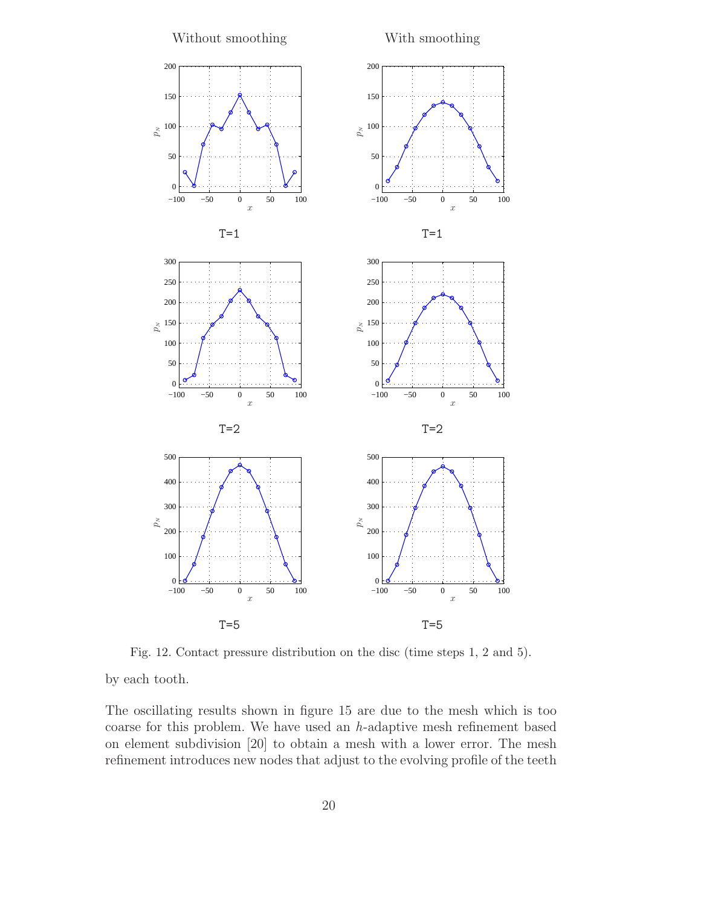Fig. 12. Contact pressure distribution on the disc (time steps 1, 2 and 5).

by each tooth.

The oscillating results shown in figure 15 are due to the mesh which is too coarse for this problem. We have used an $h$-adaptive mesh refinement based on element subdivision [20] to obtain a mesh with a lower error. The mesh refinement introduces new nodes that adjust to the evolving profile of the teeth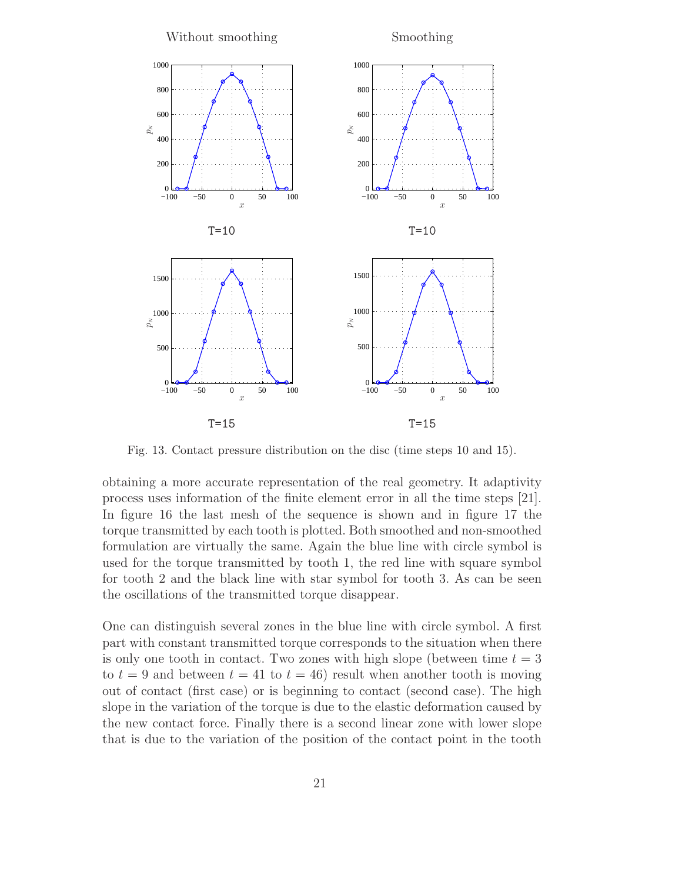Without smoothing

Smoothing

T=10

T=10

T=15

T=15

Fig. 13. Contact pressure distribution on the disc (time steps 10 and 15).

obtaining a more accurate representation of the real geometry. It adaptivity process uses information of the finite element error in all the time steps [21]. In figure 16 the last mesh of the sequence is shown and in figure 17 the torque transmitted by each tooth is plotted. Both smoothed and non-smoothed formulation are virtually the same. Again the blue line with circle symbol is used for the torque transmitted by tooth 1, the red line with square symbol for tooth 2 and the black line with star symbol for tooth 3. As can be seen the oscillations of the transmitted torque disappear.

One can distinguish several zones in the blue line with circle symbol. A first part with constant transmitted torque corresponds to the situation when there is only one tooth in contact. Two zones with high slope (between time $t = 3$ to $t = 9$ and between $t = 41$ to $t = 46$) result when another tooth is moving out of contact (first case) or is beginning to contact (second case). The high slope in the variation of the torque is due to the elastic deformation caused by the new contact force. Finally there is a second linear zone with lower slope that is due to the variation of the position of the contact point in the tooth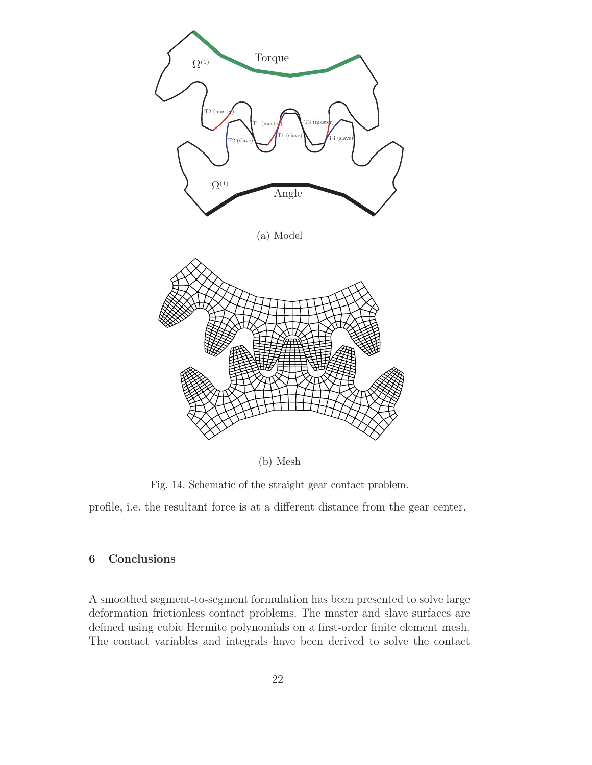(a) Model

(b) Mesh

Fig. 14. Schematic of the straight gear contact problem.

profile, i.e. the resultant force is at a different distance from the gear center.

## 6 Conclusions

A smoothed segment-to-segment formulation has been presented to solve large deformation frictionless contact problems. The master and slave surfaces are defined using cubic Hermite polynomials on a first-order finite element mesh. The contact variables and integrals have been derived to solve the contact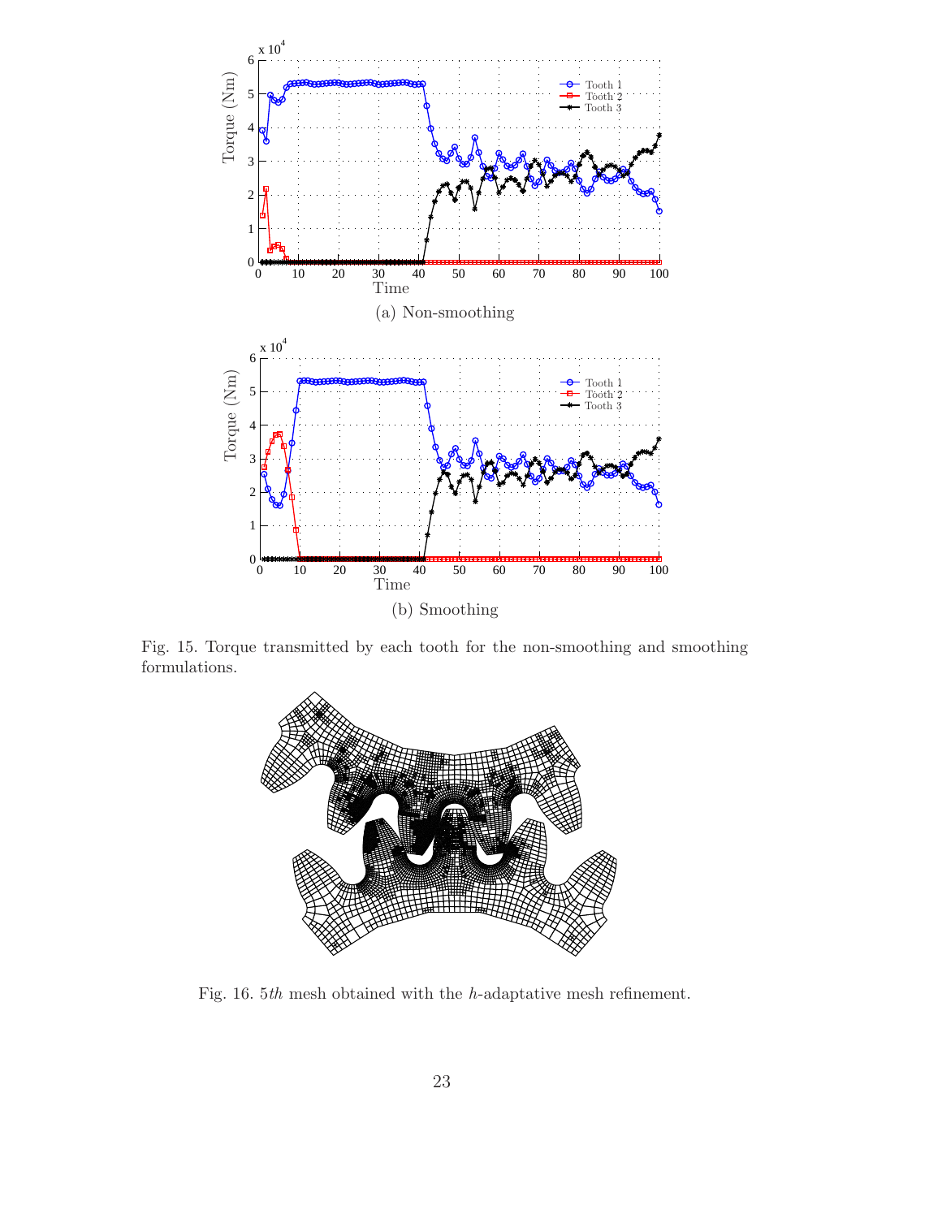(a) Non-smoothing

(b) Smoothing

Fig. 15. Torque transmitted by each tooth for the non-smoothing and smoothing formulations.

Fig. 16. $5th$ mesh obtained with the $h$-adaptative mesh refinement.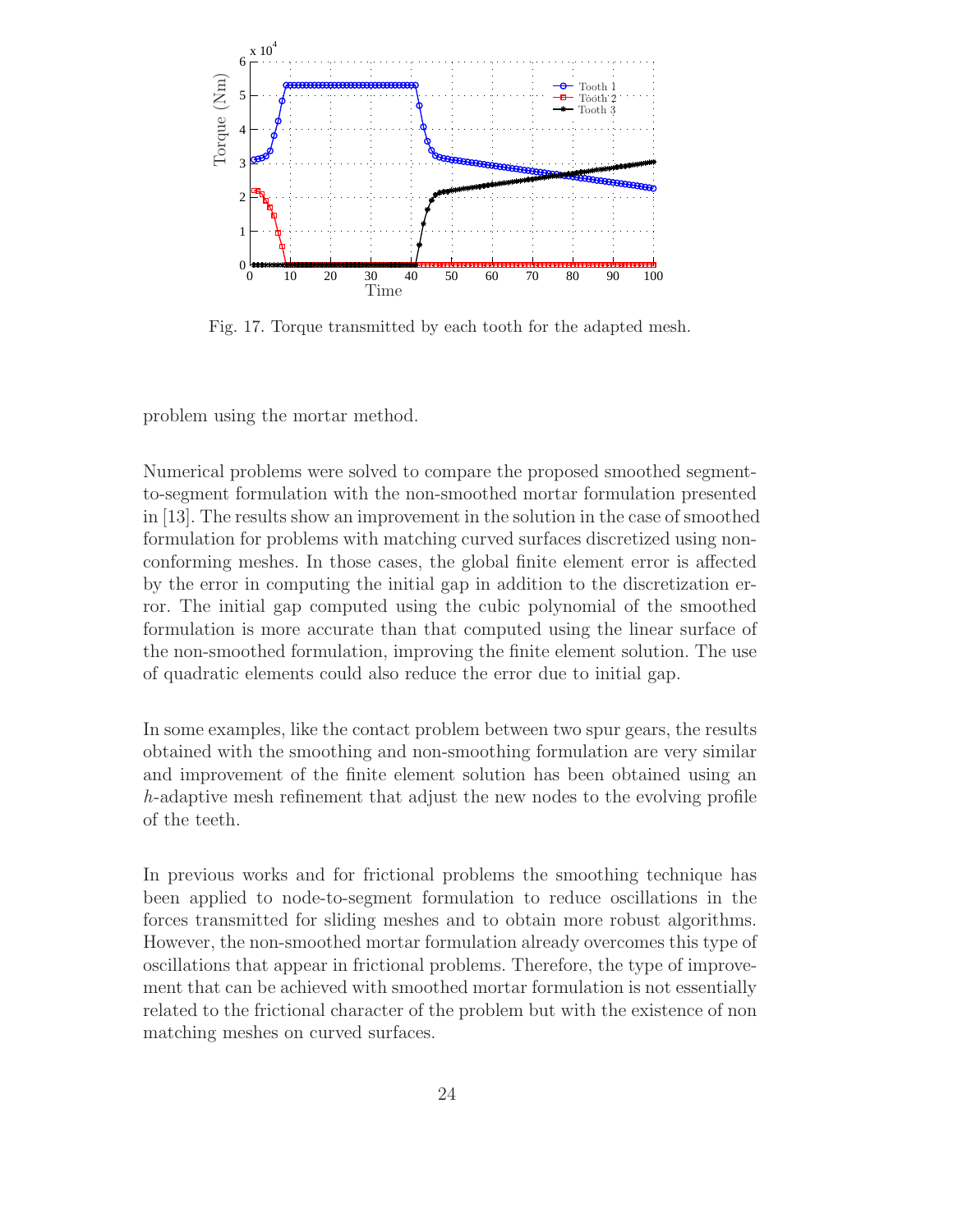Fig. 17. Torque transmitted by each tooth for the adapted mesh.

problem using the mortar method.

Numerical problems were solved to compare the proposed smoothed segment-to-segment formulation with the non-smoothed mortar formulation presented in [13]. The results show an improvement in the solution in the case of smoothed formulation for problems with matching curved surfaces discretized using non-conforming meshes. In those cases, the global finite element error is affected by the error in computing the initial gap in addition to the discretization error. The initial gap computed using the cubic polynomial of the smoothed formulation is more accurate than that computed using the linear surface of the non-smoothed formulation, improving the finite element solution. The use of quadratic elements could also reduce the error due to initial gap.

In some examples, like the contact problem between two spur gears, the results obtained with the smoothing and non-smoothing formulation are very similar and improvement of the finite element solution has been obtained using an $h$-adaptive mesh refinement that adjust the new nodes to the evolving profile of the teeth.

In previous works and for frictional problems the smoothing technique has been applied to node-to-segment formulation to reduce oscillations in the forces transmitted for sliding meshes and to obtain more robust algorithms. However, the non-smoothed mortar formulation already overcomes this type of oscillations that appear in frictional problems. Therefore, the type of improvement that can be achieved with smoothed mortar formulation is not essentially related to the frictional character of the problem but with the existence of non matching meshes on curved surfaces.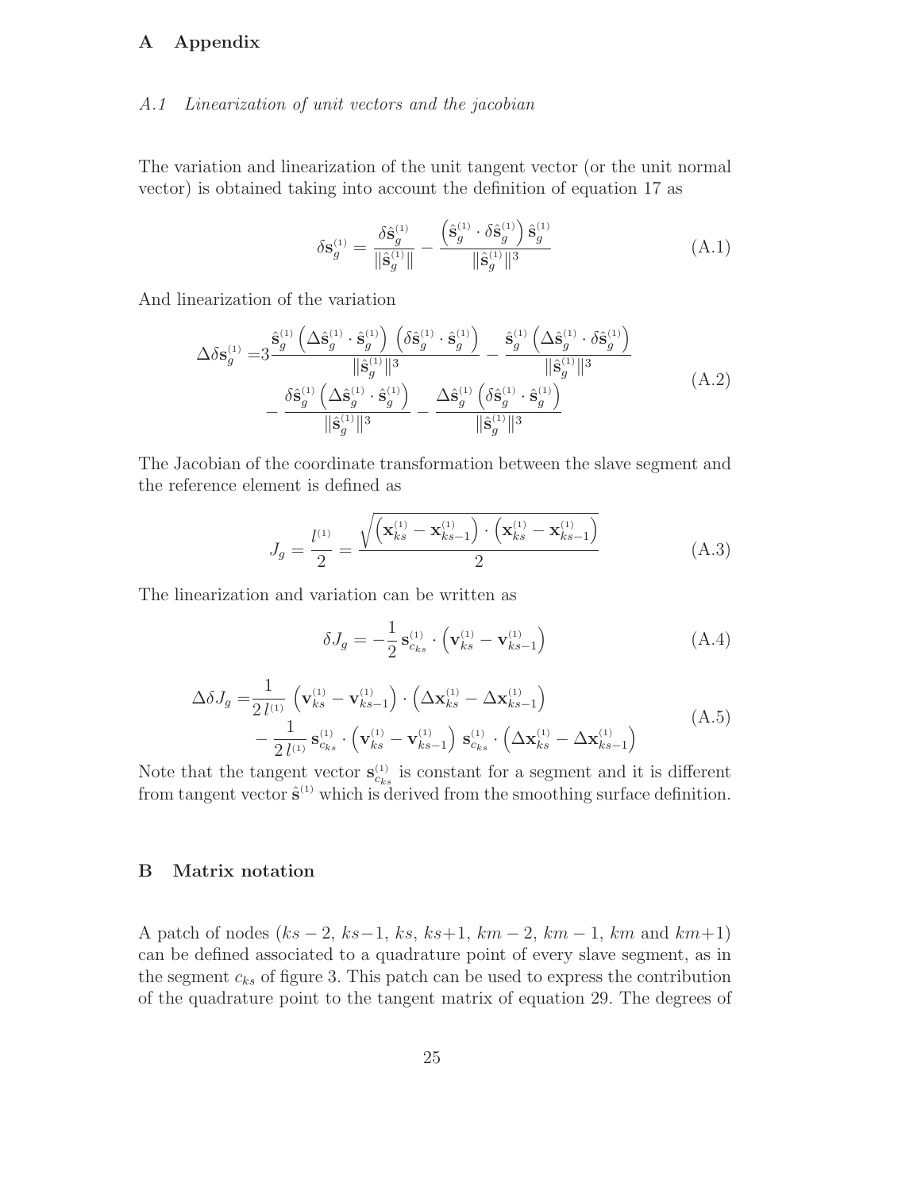# A Appendix

## *A.1 Linearization of unit vectors and the jacobian*

The variation and linearization of the unit tangent vector (or the unit normal vector) is obtained taking into account the definition of equation 17 as

$$\delta \mathbf{s}_g^{(1)} = \frac{\delta \hat{\mathbf{s}}_g^{(1)}}{\|\hat{\mathbf{s}}_g^{(1)}\|} - \frac{\left(\hat{\mathbf{s}}_g^{(1)} \cdot \delta \hat{\mathbf{s}}_g^{(1)}\right) \hat{\mathbf{s}}_g^{(1)}}{\|\hat{\mathbf{s}}_g^{(1)}\|^3} \tag{A.1}$$

And linearization of the variation

$$\begin{aligned}
\Delta \delta \mathbf{s}_g^{(1)} =& 3 \frac{\hat{\mathbf{s}}_g^{(1)} \left(\Delta \hat{\mathbf{s}}_g^{(1)} \cdot \hat{\mathbf{s}}_g^{(1)}\right) \left(\delta \hat{\mathbf{s}}_g^{(1)} \cdot \hat{\mathbf{s}}_g^{(1)}\right)}{\|\hat{\mathbf{s}}_g^{(1)}\|^3} - \frac{\hat{\mathbf{s}}_g^{(1)} \left(\Delta \hat{\mathbf{s}}_g^{(1)} \cdot \delta \hat{\mathbf{s}}_g^{(1)}\right)}{\|\hat{\mathbf{s}}_g^{(1)}\|^3} \\
& - \frac{\delta \hat{\mathbf{s}}_g^{(1)} \left(\Delta \hat{\mathbf{s}}_g^{(1)} \cdot \hat{\mathbf{s}}_g^{(1)}\right)}{\|\hat{\mathbf{s}}_g^{(1)}\|^3} - \frac{\Delta \hat{\mathbf{s}}_g^{(1)} \left(\delta \hat{\mathbf{s}}_g^{(1)} \cdot \hat{\mathbf{s}}_g^{(1)}\right)}{\|\hat{\mathbf{s}}_g^{(1)}\|^3}
\end{aligned} \tag{A.2}$$

The Jacobian of the coordinate transformation between the slave segment and the reference element is defined as

$$J_g = \frac{l^{(1)}}{2} = \frac{\sqrt{\left(\mathbf{x}_{ks}^{(1)} - \mathbf{x}_{ks-1}^{(1)}\right) \cdot \left(\mathbf{x}_{ks}^{(1)} - \mathbf{x}_{ks-1}^{(1)}\right)}}{2} \tag{A.3}$$

The linearization and variation can be written as

$$\delta J_g = -\frac{1}{2} \mathbf{s}_{c_{ks}}^{(1)} \cdot \left(\mathbf{v}_{ks}^{(1)} - \mathbf{v}_{ks-1}^{(1)}\right) \tag{A.4}$$

$$\begin{aligned}
\Delta \delta J_g =& \frac{1}{2\, l^{(1)}} \left(\mathbf{v}_{ks}^{(1)} - \mathbf{v}_{ks-1}^{(1)}\right) \cdot \left(\Delta \mathbf{x}_{ks}^{(1)} - \Delta \mathbf{x}_{ks-1}^{(1)}\right) \\
& - \frac{1}{2\, l^{(1)}} \mathbf{s}_{c_{ks}}^{(1)} \cdot \left(\mathbf{v}_{ks}^{(1)} - \mathbf{v}_{ks-1}^{(1)}\right) \mathbf{s}_{c_{ks}}^{(1)} \cdot \left(\Delta \mathbf{x}_{ks}^{(1)} - \Delta \mathbf{x}_{ks-1}^{(1)}\right)
\end{aligned} \tag{A.5}$$

Note that the tangent vector $\mathbf{s}_{c_{ks}}^{(1)}$ is constant for a segment and it is different from tangent vector $\hat{\mathbf{s}}^{(1)}$ which is derived from the smoothing surface definition.

# B Matrix notation

A patch of nodes ($ks-2$, $ks-1$, $ks$, $ks+1$, $km-2$, $km-1$, $km$ and $km+1$) can be defined associated to a quadrature point of every slave segment, as in the segment $c_{ks}$ of figure 3. This patch can be used to express the contribution of the quadrature point to the tangent matrix of equation 29. The degrees of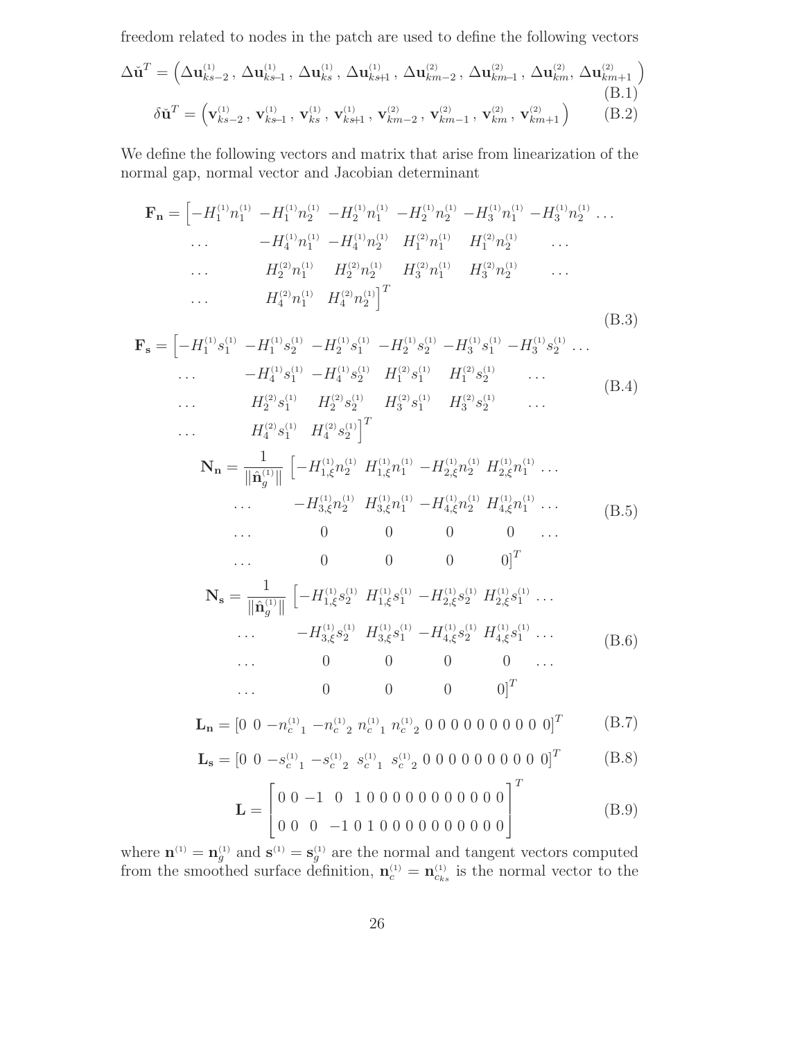freedom related to nodes in the patch are used to define the following vectors

$$\Delta\check{\mathbf{u}}^T = \left(\Delta\mathbf{u}^{(1)}_{ks-2}\,,\,\Delta\mathbf{u}^{(1)}_{ks-1}\,,\,\Delta\mathbf{u}^{(1)}_{ks}\,,\,\Delta\mathbf{u}^{(1)}_{ks+1}\,,\,\Delta\mathbf{u}^{(2)}_{km-2}\,,\,\Delta\mathbf{u}^{(2)}_{km-1}\,,\,\Delta\mathbf{u}^{(2)}_{km},\,\Delta\mathbf{u}^{(2)}_{km+1}\right) \tag{B.1}$$

$$\delta\check{\mathbf{u}}^T = \left(\mathbf{v}^{(1)}_{ks-2}\,,\,\mathbf{v}^{(1)}_{ks-1}\,,\,\mathbf{v}^{(1)}_{ks}\,,\,\mathbf{v}^{(1)}_{ks+1}\,,\,\mathbf{v}^{(2)}_{km-2}\,,\,\mathbf{v}^{(2)}_{km-1}\,,\,\mathbf{v}^{(2)}_{km}\,,\,\mathbf{v}^{(2)}_{km+1}\right) \tag{B.2}$$

We define the following vectors and matrix that arise from linearization of the normal gap, normal vector and Jacobian determinant

$$\begin{aligned}\mathbf{F_n} = \Big[&-H^{(1)}_1 n^{(1)}_1 \;\; -H^{(1)}_1 n^{(1)}_2 \;\; -H^{(1)}_2 n^{(1)}_1 \;\; -H^{(1)}_2 n^{(1)}_2 \;\; -H^{(1)}_3 n^{(1)}_1 \;\; -H^{(1)}_3 n^{(1)}_2 \;\ldots\\ &\ldots \;\; -H^{(1)}_4 n^{(1)}_1 \;\; -H^{(1)}_4 n^{(1)}_2 \;\; H^{(2)}_1 n^{(1)}_1 \;\; H^{(2)}_1 n^{(1)}_2 \;\ldots\\ &\ldots \;\; H^{(2)}_2 n^{(1)}_1 \;\; H^{(2)}_2 n^{(1)}_2 \;\; H^{(2)}_3 n^{(1)}_1 \;\; H^{(2)}_3 n^{(1)}_2 \;\ldots\\ &\ldots \;\; H^{(2)}_4 n^{(1)}_1 \;\; H^{(2)}_4 n^{(1)}_2\Big]^T\end{aligned} \tag{B.3}$$

$$\begin{aligned}\mathbf{F_s} = \Big[&-H^{(1)}_1 s^{(1)}_1 \;\; -H^{(1)}_1 s^{(1)}_2 \;\; -H^{(1)}_2 s^{(1)}_1 \;\; -H^{(1)}_2 s^{(1)}_2 \;\; -H^{(1)}_3 s^{(1)}_1 \;\; -H^{(1)}_3 s^{(1)}_2 \;\ldots\\ &\ldots \;\; -H^{(1)}_4 s^{(1)}_1 \;\; -H^{(1)}_4 s^{(1)}_2 \;\; H^{(2)}_1 s^{(1)}_1 \;\; H^{(2)}_1 s^{(1)}_2 \;\ldots\\ &\ldots \;\; H^{(2)}_2 s^{(1)}_1 \;\; H^{(2)}_2 s^{(1)}_2 \;\; H^{(2)}_3 s^{(1)}_1 \;\; H^{(2)}_3 s^{(1)}_2 \;\ldots\\ &\ldots \;\; H^{(2)}_4 s^{(1)}_1 \;\; H^{(2)}_4 s^{(1)}_2\Big]^T\end{aligned} \tag{B.4}$$

$$\begin{aligned}\mathbf{N_n} = \frac{1}{\|\hat{\mathbf{n}}^{(1)}_g\|}\Big[&-H^{(1)}_{1,\xi} n^{(1)}_2 \;\; H^{(1)}_{1,\xi} n^{(1)}_1 \;\; -H^{(1)}_{2,\xi} n^{(1)}_2 \;\; H^{(1)}_{2,\xi} n^{(1)}_1 \;\ldots\\ &\ldots \;\; -H^{(1)}_{3,\xi} n^{(1)}_2 \;\; H^{(1)}_{3,\xi} n^{(1)}_1 \;\; -H^{(1)}_{4,\xi} n^{(1)}_2 \;\; H^{(1)}_{4,\xi} n^{(1)}_1 \;\ldots\\ &\ldots \;\; 0 \;\; 0 \;\; 0 \;\; 0 \;\ldots\\ &\ldots \;\; 0 \;\; 0 \;\; 0 \;\; 0\Big]^T\end{aligned} \tag{B.5}$$

$$\begin{aligned}\mathbf{N_s} = \frac{1}{\|\hat{\mathbf{n}}^{(1)}_g\|}\Big[&-H^{(1)}_{1,\xi} s^{(1)}_2 \;\; H^{(1)}_{1,\xi} s^{(1)}_1 \;\; -H^{(1)}_{2,\xi} s^{(1)}_2 \;\; H^{(1)}_{2,\xi} s^{(1)}_1 \;\ldots\\ &\ldots \;\; -H^{(1)}_{3,\xi} s^{(1)}_2 \;\; H^{(1)}_{3,\xi} s^{(1)}_1 \;\; -H^{(1)}_{4,\xi} s^{(1)}_2 \;\; H^{(1)}_{4,\xi} s^{(1)}_1 \;\ldots\\ &\ldots \;\; 0 \;\; 0 \;\; 0 \;\; 0 \;\ldots\\ &\ldots \;\; 0 \;\; 0 \;\; 0 \;\; 0\Big]^T\end{aligned} \tag{B.6}$$

$$\mathbf{L_n} = [0\;\; 0\;\; -n^{(1)}_{c\;1}\;\; -n^{(1)}_{c\;2}\;\; n^{(1)}_{c\;1}\;\; n^{(1)}_{c\;2}\;\; 0\;0\;0\;0\;0\;0\;0\;0\;0\;\;0]^T \tag{B.7}$$

$$\mathbf{L_s} = [0\;\; 0\;\; -s^{(1)}_{c\;1}\;\; -s^{(1)}_{c\;2}\;\; s^{(1)}_{c\;1}\;\; s^{(1)}_{c\;2}\;\; 0\;0\;0\;0\;0\;0\;0\;0\;0\;\;0]^T \tag{B.8}$$

$$\mathbf{L} = \begin{bmatrix} 0 & 0 & -1 & 0 & 1 & 0 & 0 & 0 & 0 & 0 & 0 & 0 & 0 & 0 & 0 & 0 \\ 0 & 0 & 0 & -1 & 0 & 1 & 0 & 0 & 0 & 0 & 0 & 0 & 0 & 0 & 0 & 0 \end{bmatrix}^T \tag{B.9}$$

where $\mathbf{n}^{(1)} = \mathbf{n}^{(1)}_g$ and $\mathbf{s}^{(1)} = \mathbf{s}^{(1)}_g$ are the normal and tangent vectors computed from the smoothed surface definition, $\mathbf{n}^{(1)}_c = \mathbf{n}^{(1)}_{c_{ks}}$ is the normal vector to the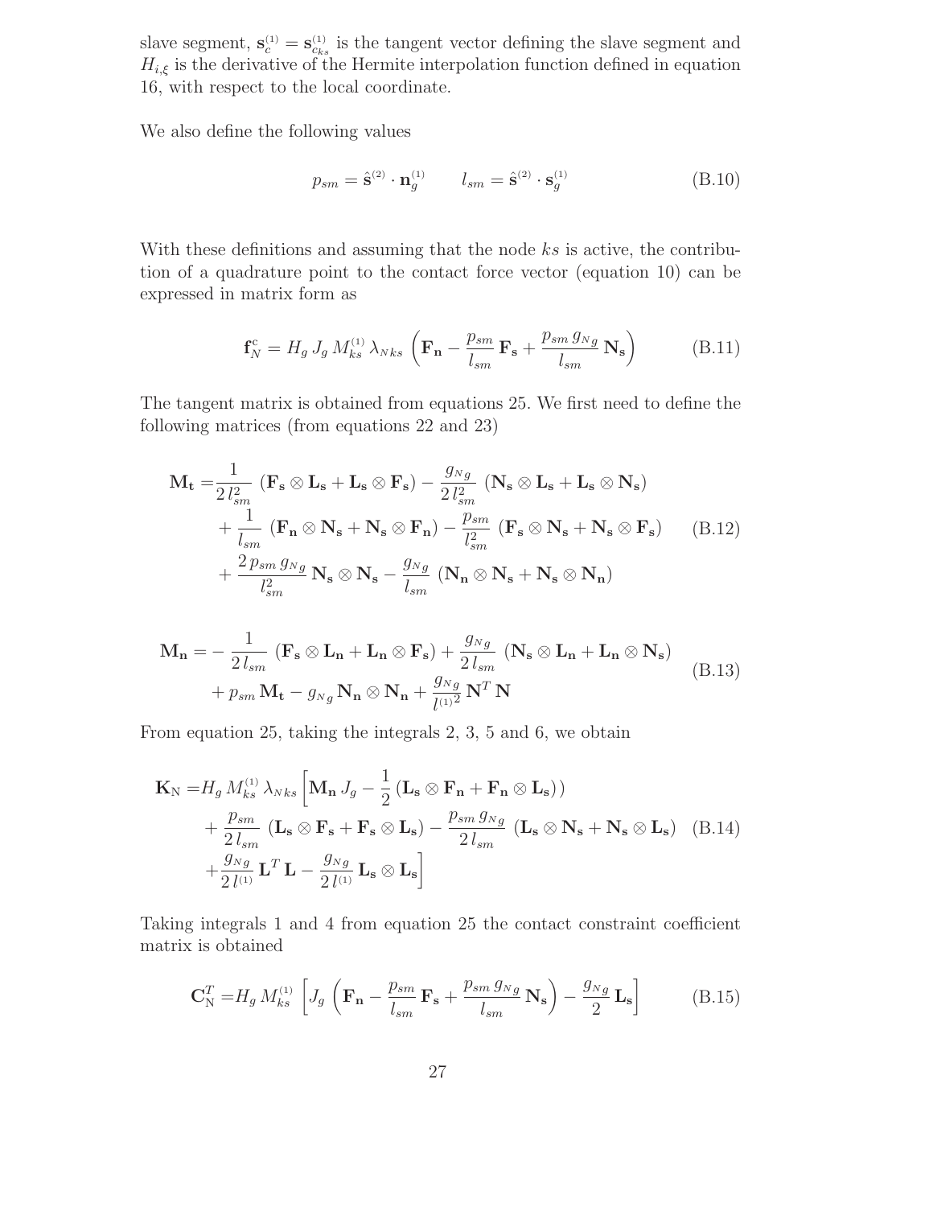slave segment, $\mathbf{s}_c^{(1)} = \mathbf{s}_{c_{ks}}^{(1)}$ is the tangent vector defining the slave segment and $H_{i,\xi}$ is the derivative of the Hermite interpolation function defined in equation 16, with respect to the local coordinate.

We also define the following values

$$p_{sm} = \hat{\mathbf{s}}^{(2)} \cdot \mathbf{n}_g^{(1)} \qquad l_{sm} = \hat{\mathbf{s}}^{(2)} \cdot \mathbf{s}_g^{(1)} \tag{B.10}$$

With these definitions and assuming that the node $ks$ is active, the contribution of a quadrature point to the contact force vector (equation 10) can be expressed in matrix form as

$$\mathbf{f}_N^c = H_g\, J_g\, M_{ks}^{(1)}\, \lambda_{Nks} \left( \mathbf{F_n} - \frac{p_{sm}}{l_{sm}}\, \mathbf{F_s} + \frac{p_{sm}\, g_{Ng}}{l_{sm}}\, \mathbf{N_s} \right) \tag{B.11}$$

The tangent matrix is obtained from equations 25. We first need to define the following matrices (from equations 22 and 23)

$$\begin{aligned}
\mathbf{M_t} =& \frac{1}{2\, l_{sm}^2}\, (\mathbf{F_s} \otimes \mathbf{L_s} + \mathbf{L_s} \otimes \mathbf{F_s}) - \frac{g_{Ng}}{2\, l_{sm}^2}\, (\mathbf{N_s} \otimes \mathbf{L_s} + \mathbf{L_s} \otimes \mathbf{N_s}) \\
&+ \frac{1}{l_{sm}}\, (\mathbf{F_n} \otimes \mathbf{N_s} + \mathbf{N_s} \otimes \mathbf{F_n}) - \frac{p_{sm}}{l_{sm}^2}\, (\mathbf{F_s} \otimes \mathbf{N_s} + \mathbf{N_s} \otimes \mathbf{F_s}) \\
&+ \frac{2\, p_{sm}\, g_{Ng}}{l_{sm}^2}\, \mathbf{N_s} \otimes \mathbf{N_s} - \frac{g_{Ng}}{l_{sm}}\, (\mathbf{N_n} \otimes \mathbf{N_s} + \mathbf{N_s} \otimes \mathbf{N_n})
\end{aligned} \tag{B.12}$$

$$\begin{aligned}
\mathbf{M_n} =& -\frac{1}{2\, l_{sm}}\, (\mathbf{F_s} \otimes \mathbf{L_n} + \mathbf{L_n} \otimes \mathbf{F_s}) + \frac{g_{Ng}}{2\, l_{sm}}\, (\mathbf{N_s} \otimes \mathbf{L_n} + \mathbf{L_n} \otimes \mathbf{N_s}) \\
&+ p_{sm}\, \mathbf{M_t} - g_{Ng}\, \mathbf{N_n} \otimes \mathbf{N_n} + \frac{g_{Ng}}{{l^{(1)}}^2}\, \mathbf{N}^T\, \mathbf{N}
\end{aligned} \tag{B.13}$$

From equation 25, taking the integrals 2, 3, 5 and 6, we obtain

$$\begin{aligned}
\mathbf{K}_\mathrm{N} =& H_g\, M_{ks}^{(1)}\, \lambda_{Nks} \Big[ \mathbf{M_n}\, J_g - \frac{1}{2}\, (\mathbf{L_s} \otimes \mathbf{F_n} + \mathbf{F_n} \otimes \mathbf{L_s})\, ) \\
&+ \frac{p_{sm}}{2\, l_{sm}}\, (\mathbf{L_s} \otimes \mathbf{F_s} + \mathbf{F_s} \otimes \mathbf{L_s}) - \frac{p_{sm}\, g_{Ng}}{2\, l_{sm}}\, (\mathbf{L_s} \otimes \mathbf{N_s} + \mathbf{N_s} \otimes \mathbf{L_s}) \\
&+ \frac{g_{Ng}}{2\, l^{(1)}}\, \mathbf{L}^T\, \mathbf{L} - \frac{g_{Ng}}{2\, l^{(1)}}\, \mathbf{L_s} \otimes \mathbf{L_s} \Big]
\end{aligned} \tag{B.14}$$

Taking integrals 1 and 4 from equation 25 the contact constraint coefficient matrix is obtained

$$\mathbf{C}_\mathrm{N}^T = H_g\, M_{ks}^{(1)} \left[ J_g \left( \mathbf{F_n} - \frac{p_{sm}}{l_{sm}}\, \mathbf{F_s} + \frac{p_{sm}\, g_{Ng}}{l_{sm}}\, \mathbf{N_s} \right) - \frac{g_{Ng}}{2}\, \mathbf{L_s} \right] \tag{B.15}$$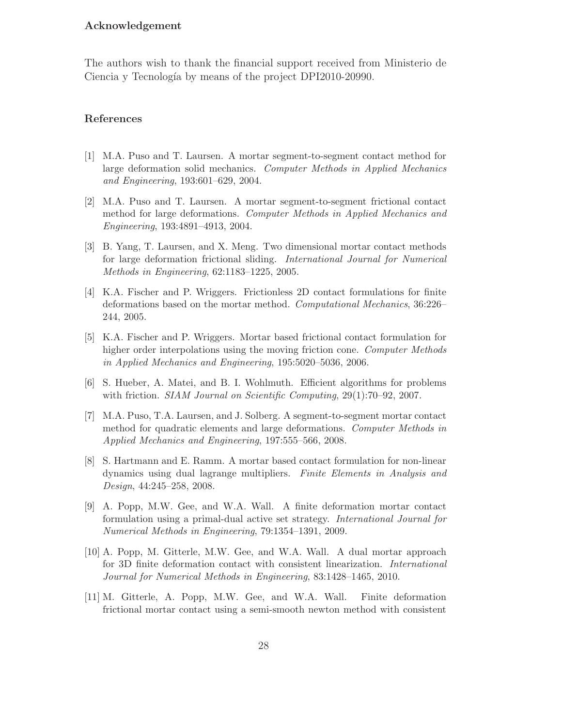## Acknowledgement

The authors wish to thank the financial support received from Ministerio de Ciencia y Tecnología by means of the project DPI2010-20990.

## References

[1] M.A. Puso and T. Laursen. A mortar segment-to-segment contact method for large deformation solid mechanics. *Computer Methods in Applied Mechanics and Engineering*, 193:601–629, 2004.

[2] M.A. Puso and T. Laursen. A mortar segment-to-segment frictional contact method for large deformations. *Computer Methods in Applied Mechanics and Engineering*, 193:4891–4913, 2004.

[3] B. Yang, T. Laursen, and X. Meng. Two dimensional mortar contact methods for large deformation frictional sliding. *International Journal for Numerical Methods in Engineering*, 62:1183–1225, 2005.

[4] K.A. Fischer and P. Wriggers. Frictionless 2D contact formulations for finite deformations based on the mortar method. *Computational Mechanics*, 36:226–244, 2005.

[5] K.A. Fischer and P. Wriggers. Mortar based frictional contact formulation for higher order interpolations using the moving friction cone. *Computer Methods in Applied Mechanics and Engineering*, 195:5020–5036, 2006.

[6] S. Hueber, A. Matei, and B. I. Wohlmuth. Efficient algorithms for problems with friction. *SIAM Journal on Scientific Computing*, 29(1):70–92, 2007.

[7] M.A. Puso, T.A. Laursen, and J. Solberg. A segment-to-segment mortar contact method for quadratic elements and large deformations. *Computer Methods in Applied Mechanics and Engineering*, 197:555–566, 2008.

[8] S. Hartmann and E. Ramm. A mortar based contact formulation for non-linear dynamics using dual lagrange multipliers. *Finite Elements in Analysis and Design*, 44:245–258, 2008.

[9] A. Popp, M.W. Gee, and W.A. Wall. A finite deformation mortar contact formulation using a primal-dual active set strategy. *International Journal for Numerical Methods in Engineering*, 79:1354–1391, 2009.

[10] A. Popp, M. Gitterle, M.W. Gee, and W.A. Wall. A dual mortar approach for 3D finite deformation contact with consistent linearization. *International Journal for Numerical Methods in Engineering*, 83:1428–1465, 2010.

[11] M. Gitterle, A. Popp, M.W. Gee, and W.A. Wall. Finite deformation frictional mortar contact using a semi-smooth newton method with consistent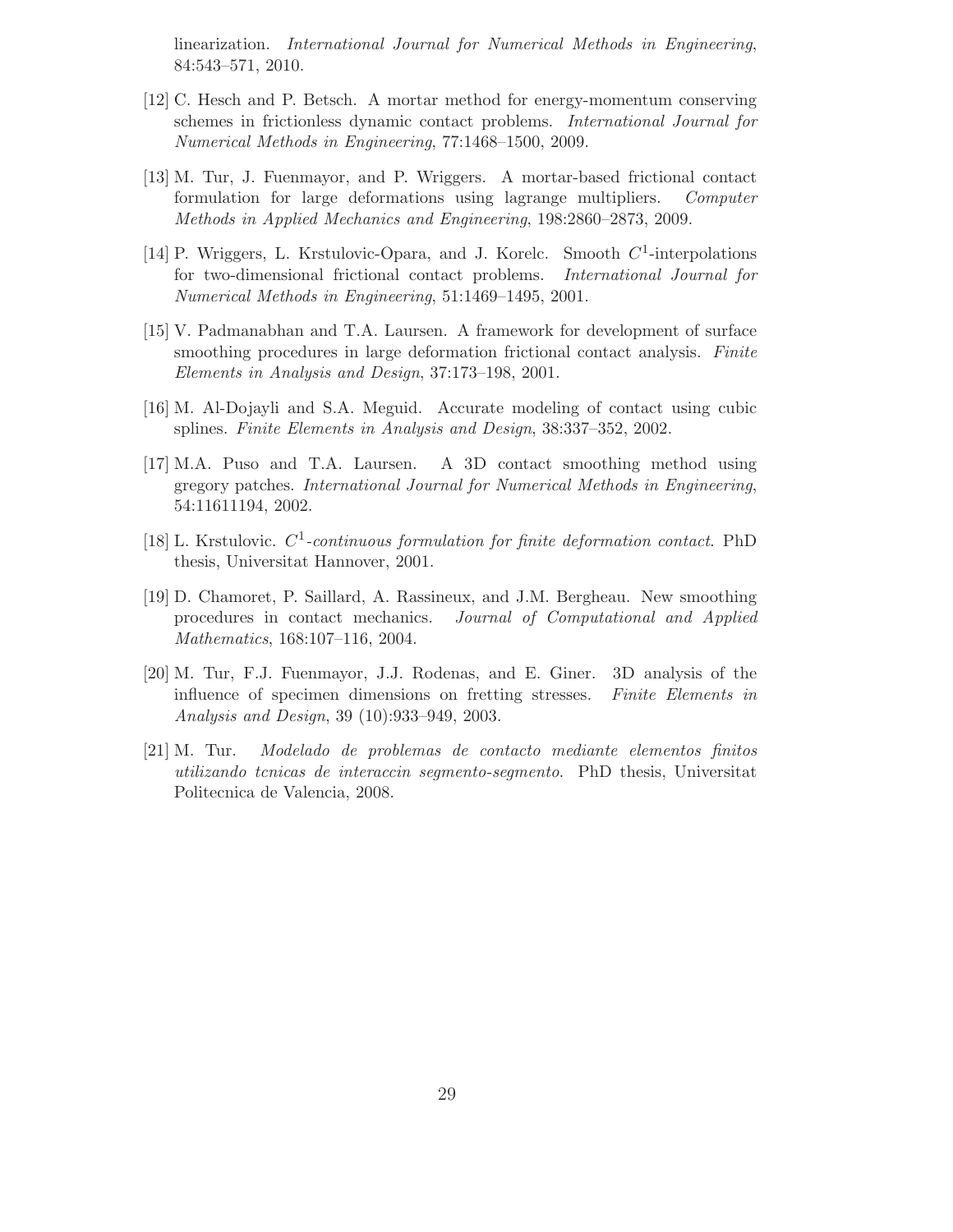linearization. *International Journal for Numerical Methods in Engineering*, 84:543–571, 2010.

[12] C. Hesch and P. Betsch. A mortar method for energy-momentum conserving schemes in frictionless dynamic contact problems. *International Journal for Numerical Methods in Engineering*, 77:1468–1500, 2009.

[13] M. Tur, J. Fuenmayor, and P. Wriggers. A mortar-based frictional contact formulation for large deformations using lagrange multipliers. *Computer Methods in Applied Mechanics and Engineering*, 198:2860–2873, 2009.

[14] P. Wriggers, L. Krstulovic-Opara, and J. Korelc. Smooth $C^1$-interpolations for two-dimensional frictional contact problems. *International Journal for Numerical Methods in Engineering*, 51:1469–1495, 2001.

[15] V. Padmanabhan and T.A. Laursen. A framework for development of surface smoothing procedures in large deformation frictional contact analysis. *Finite Elements in Analysis and Design*, 37:173–198, 2001.

[16] M. Al-Dojayli and S.A. Meguid. Accurate modeling of contact using cubic splines. *Finite Elements in Analysis and Design*, 38:337–352, 2002.

[17] M.A. Puso and T.A. Laursen. A 3D contact smoothing method using gregory patches. *International Journal for Numerical Methods in Engineering*, 54:11611194, 2002.

[18] L. Krstulovic. *$C^1$-continuous formulation for finite deformation contact*. PhD thesis, Universitat Hannover, 2001.

[19] D. Chamoret, P. Saillard, A. Rassineux, and J.M. Bergheau. New smoothing procedures in contact mechanics. *Journal of Computational and Applied Mathematics*, 168:107–116, 2004.

[20] M. Tur, F.J. Fuenmayor, J.J. Rodenas, and E. Giner. 3D analysis of the influence of specimen dimensions on fretting stresses. *Finite Elements in Analysis and Design*, 39 (10):933–949, 2003.

[21] M. Tur. *Modelado de problemas de contacto mediante elementos finitos utilizando tcnicas de interaccin segmento-segmento*. PhD thesis, Universitat Politecnica de Valencia, 2008.